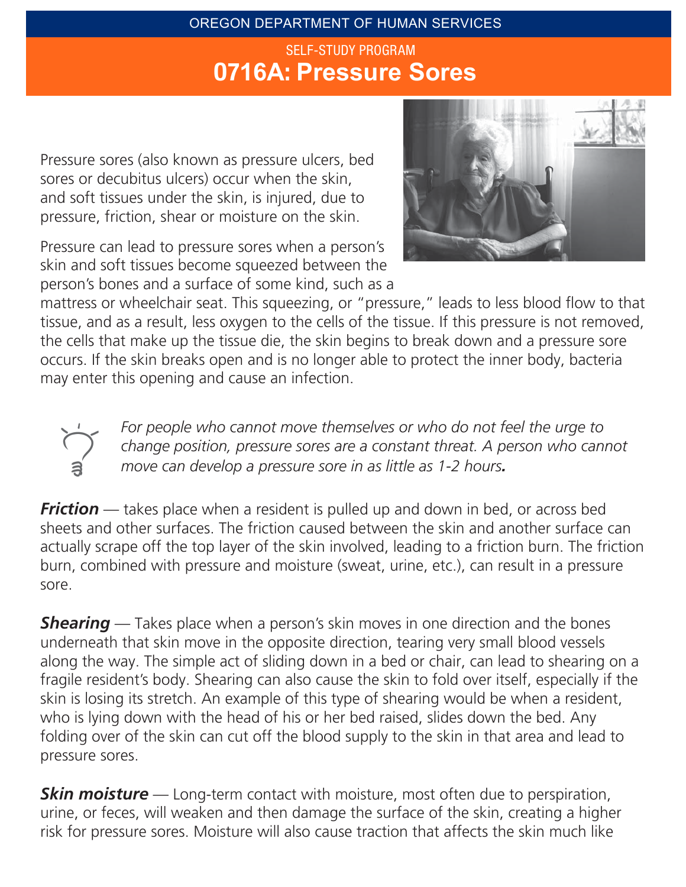OREGON DEPARTMENT OF HUMAN SERVICES

SELF-STUDY PROGRAM

# 0716A: Pressure Sores

Pressure sores (also known as pressure ulcers, bed sores or decubitus ulcers) occur when the skin, and soft tissues under the skin, is injured, due to pressure, friction, shear or moisture on the skin.

Pressure can lead to pressure sores when a person's skin and soft tissues become squeezed between the person's bones and a surface of some kind, such as a mattress or wheelchair seat. This squeezing, or "pressure," leads to less blood flow to that tissue, and as a result, less oxygen to the cells of the tissue. If this pressure is not removed, the cells that make up the tissue die, the skin begins to break down and a pressure sore occurs. If the skin breaks open and is no longer able to protect the inner body, bacteria may enter this opening and cause an infection.

*For people who cannot move themselves or who do not feel the urge to change position, pressure sores are a constant threat. A person who cannot move can develop a pressure sore in as little as 1-2 hours.*

***Friction*** — takes place when a resident is pulled up and down in bed, or across bed sheets and other surfaces. The friction caused between the skin and another surface can actually scrape off the top layer of the skin involved, leading to a friction burn. The friction burn, combined with pressure and moisture (sweat, urine, etc.), can result in a pressure sore.

***Shearing*** — Takes place when a person's skin moves in one direction and the bones underneath that skin move in the opposite direction, tearing very small blood vessels along the way. The simple act of sliding down in a bed or chair, can lead to shearing on a fragile resident's body. Shearing can also cause the skin to fold over itself, especially if the skin is losing its stretch. An example of this type of shearing would be when a resident, who is lying down with the head of his or her bed raised, slides down the bed. Any folding over of the skin can cut off the blood supply to the skin in that area and lead to pressure sores.

***Skin moisture*** — Long-term contact with moisture, most often due to perspiration, urine, or feces, will weaken and then damage the surface of the skin, creating a higher risk for pressure sores. Moisture will also cause traction that affects the skin much like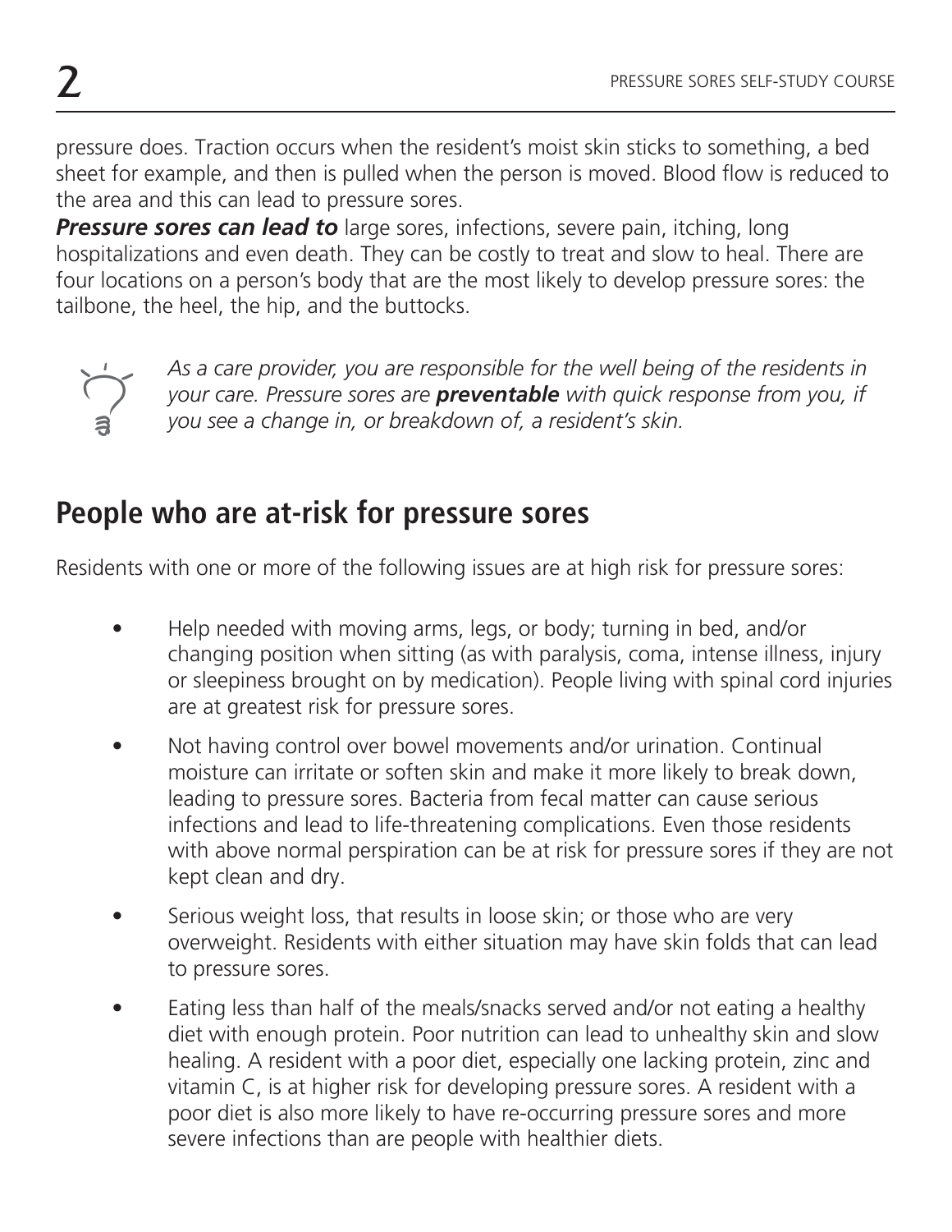pressure does. Traction occurs when the resident's moist skin sticks to something, a bed sheet for example, and then is pulled when the person is moved. Blood flow is reduced to the area and this can lead to pressure sores.

***Pressure sores can lead to*** large sores, infections, severe pain, itching, long hospitalizations and even death. They can be costly to treat and slow to heal. There are four locations on a person's body that are the most likely to develop pressure sores: the tailbone, the heel, the hip, and the buttocks.

*As a care provider, you are responsible for the well being of the residents in your care. Pressure sores are* ***preventable*** *with quick response from you, if you see a change in, or breakdown of, a resident's skin.*

## People who are at-risk for pressure sores

Residents with one or more of the following issues are at high risk for pressure sores:

- Help needed with moving arms, legs, or body; turning in bed, and/or changing position when sitting (as with paralysis, coma, intense illness, injury or sleepiness brought on by medication). People living with spinal cord injuries are at greatest risk for pressure sores.
- Not having control over bowel movements and/or urination. Continual moisture can irritate or soften skin and make it more likely to break down, leading to pressure sores. Bacteria from fecal matter can cause serious infections and lead to life-threatening complications. Even those residents with above normal perspiration can be at risk for pressure sores if they are not kept clean and dry.
- Serious weight loss, that results in loose skin; or those who are very overweight. Residents with either situation may have skin folds that can lead to pressure sores.
- Eating less than half of the meals/snacks served and/or not eating a healthy diet with enough protein. Poor nutrition can lead to unhealthy skin and slow healing. A resident with a poor diet, especially one lacking protein, zinc and vitamin C, is at higher risk for developing pressure sores. A resident with a poor diet is also more likely to have re-occurring pressure sores and more severe infections than are people with healthier diets.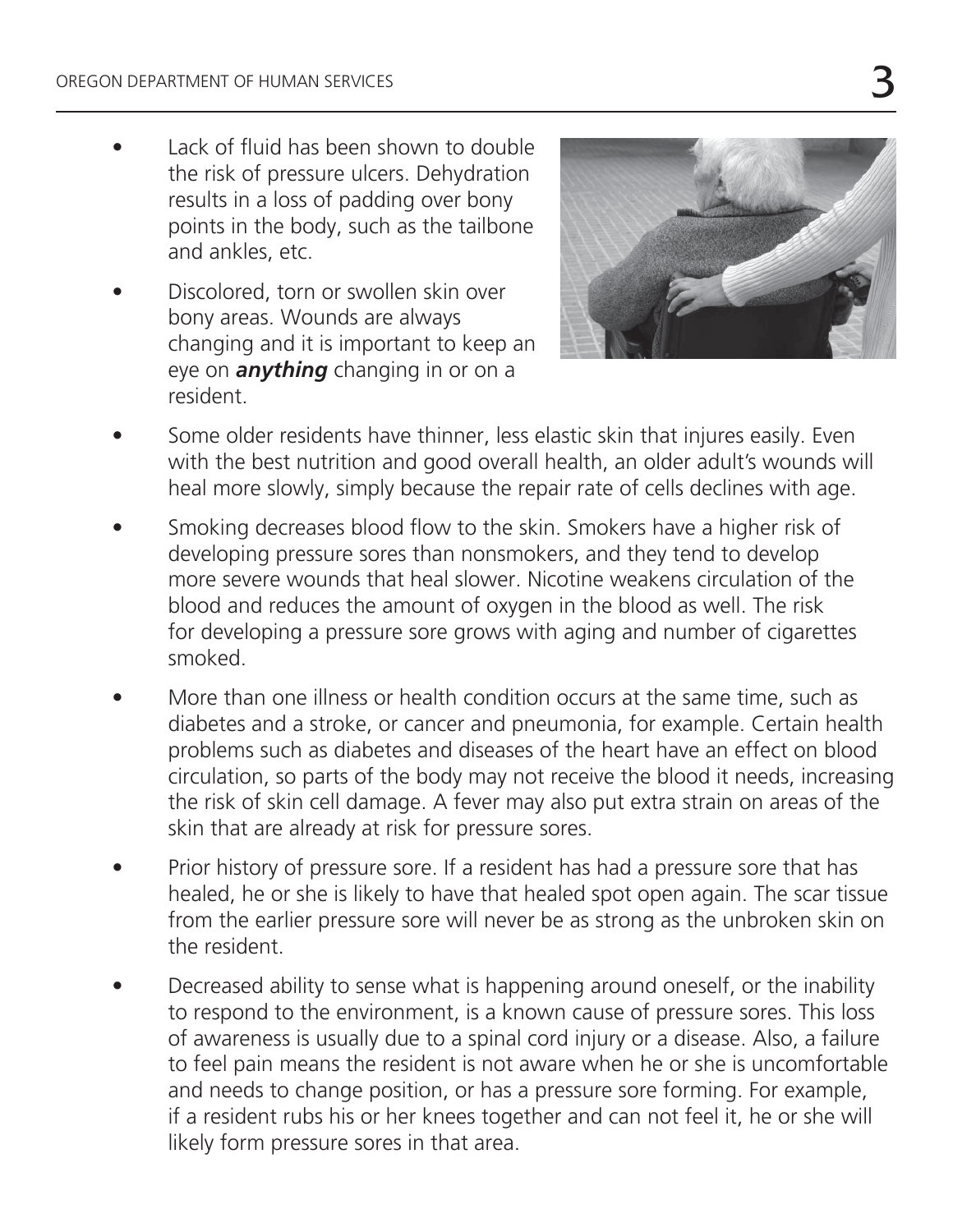- Lack of fluid has been shown to double the risk of pressure ulcers. Dehydration results in a loss of padding over bony points in the body, such as the tailbone and ankles, etc.
- Discolored, torn or swollen skin over bony areas. Wounds are always changing and it is important to keep an eye on ***anything*** changing in or on a resident.
- Some older residents have thinner, less elastic skin that injures easily. Even with the best nutrition and good overall health, an older adult's wounds will heal more slowly, simply because the repair rate of cells declines with age.
- Smoking decreases blood flow to the skin. Smokers have a higher risk of developing pressure sores than nonsmokers, and they tend to develop more severe wounds that heal slower. Nicotine weakens circulation of the blood and reduces the amount of oxygen in the blood as well. The risk for developing a pressure sore grows with aging and number of cigarettes smoked.
- More than one illness or health condition occurs at the same time, such as diabetes and a stroke, or cancer and pneumonia, for example. Certain health problems such as diabetes and diseases of the heart have an effect on blood circulation, so parts of the body may not receive the blood it needs, increasing the risk of skin cell damage. A fever may also put extra strain on areas of the skin that are already at risk for pressure sores.
- Prior history of pressure sore. If a resident has had a pressure sore that has healed, he or she is likely to have that healed spot open again. The scar tissue from the earlier pressure sore will never be as strong as the unbroken skin on the resident.
- Decreased ability to sense what is happening around oneself, or the inability to respond to the environment, is a known cause of pressure sores. This loss of awareness is usually due to a spinal cord injury or a disease. Also, a failure to feel pain means the resident is not aware when he or she is uncomfortable and needs to change position, or has a pressure sore forming. For example, if a resident rubs his or her knees together and can not feel it, he or she will likely form pressure sores in that area.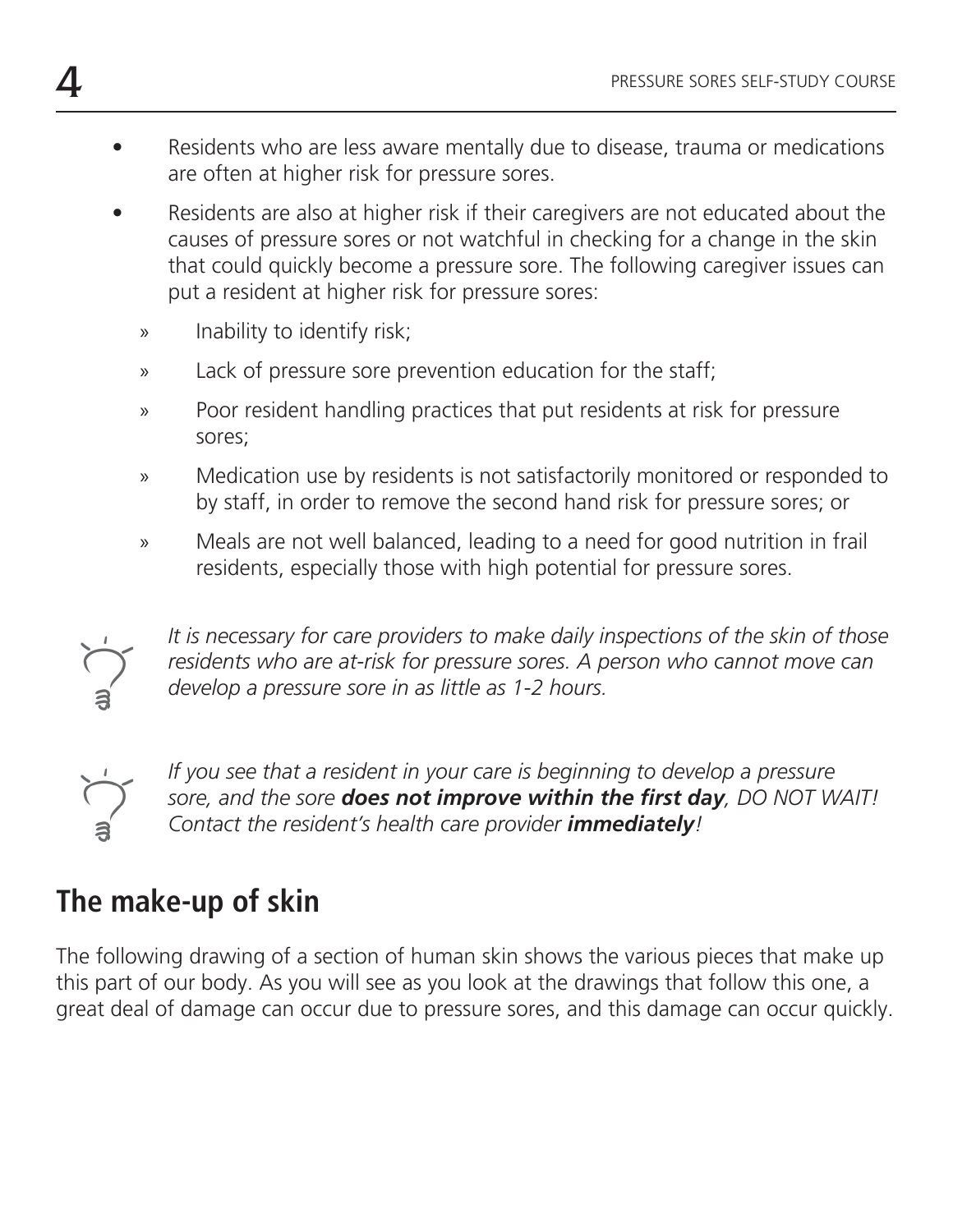- Residents who are less aware mentally due to disease, trauma or medications are often at higher risk for pressure sores.
- Residents are also at higher risk if their caregivers are not educated about the causes of pressure sores or not watchful in checking for a change in the skin that could quickly become a pressure sore. The following caregiver issues can put a resident at higher risk for pressure sores:
  - Inability to identify risk;
  - Lack of pressure sore prevention education for the staff;
  - Poor resident handling practices that put residents at risk for pressure sores;
  - Medication use by residents is not satisfactorily monitored or responded to by staff, in order to remove the second hand risk for pressure sores; or
  - Meals are not well balanced, leading to a need for good nutrition in frail residents, especially those with high potential for pressure sores.

*It is necessary for care providers to make daily inspections of the skin of those residents who are at-risk for pressure sores. A person who cannot move can develop a pressure sore in as little as 1-2 hours.*

*If you see that a resident in your care is beginning to develop a pressure sore, and the sore **does not improve within the first day**, DO NOT WAIT! Contact the resident's health care provider **immediately**!*

## The make-up of skin

The following drawing of a section of human skin shows the various pieces that make up this part of our body. As you will see as you look at the drawings that follow this one, a great deal of damage can occur due to pressure sores, and this damage can occur quickly.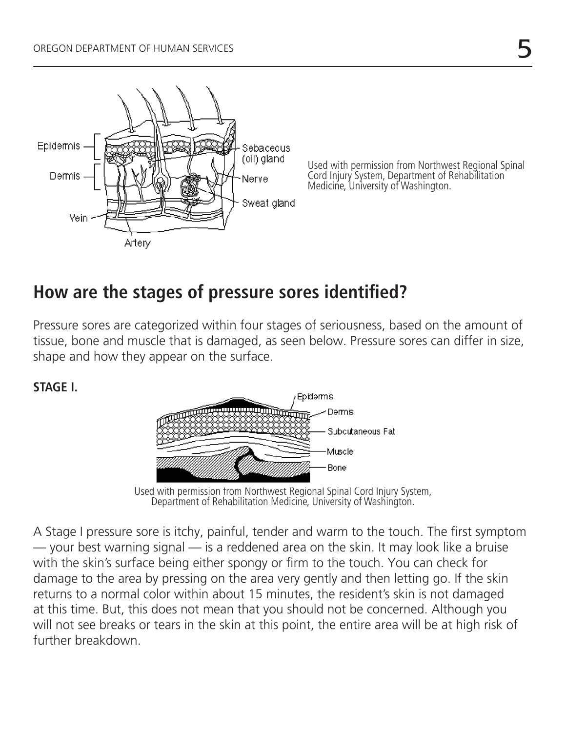Used with permission from Northwest Regional Spinal Cord Injury System, Department of Rehabilitation Medicine, University of Washington.

## How are the stages of pressure sores identified?

Pressure sores are categorized within four stages of seriousness, based on the amount of tissue, bone and muscle that is damaged, as seen below. Pressure sores can differ in size, shape and how they appear on the surface.

**STAGE I.**

Used with permission from Northwest Regional Spinal Cord Injury System, Department of Rehabilitation Medicine, University of Washington.

A Stage I pressure sore is itchy, painful, tender and warm to the touch. The first symptom — your best warning signal — is a reddened area on the skin. It may look like a bruise with the skin's surface being either spongy or firm to the touch. You can check for damage to the area by pressing on the area very gently and then letting go. If the skin returns to a normal color within about 15 minutes, the resident's skin is not damaged at this time. But, this does not mean that you should not be concerned. Although you will not see breaks or tears in the skin at this point, the entire area will be at high risk of further breakdown.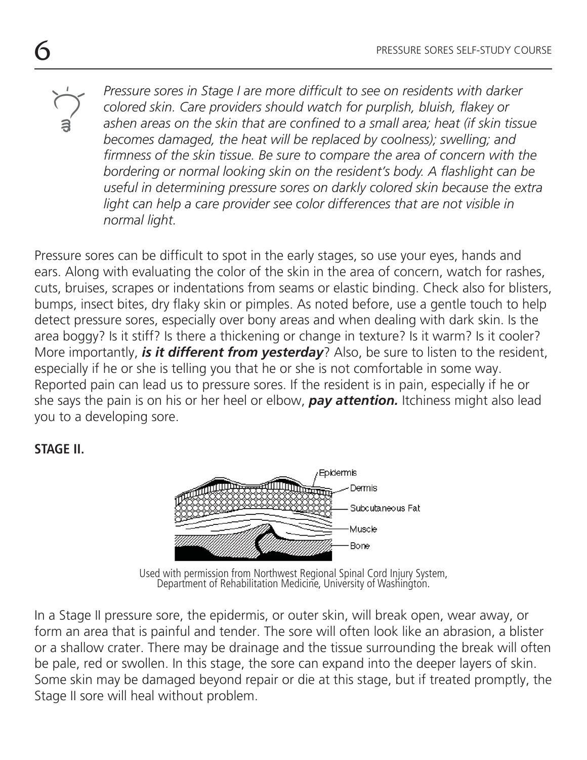*Pressure sores in Stage I are more difficult to see on residents with darker colored skin. Care providers should watch for purplish, bluish, flakey or ashen areas on the skin that are confined to a small area; heat (if skin tissue becomes damaged, the heat will be replaced by coolness); swelling; and firmness of the skin tissue. Be sure to compare the area of concern with the bordering or normal looking skin on the resident's body. A flashlight can be useful in determining pressure sores on darkly colored skin because the extra light can help a care provider see color differences that are not visible in normal light.*

Pressure sores can be difficult to spot in the early stages, so use your eyes, hands and ears. Along with evaluating the color of the skin in the area of concern, watch for rashes, cuts, bruises, scrapes or indentations from seams or elastic binding. Check also for blisters, bumps, insect bites, dry flaky skin or pimples. As noted before, use a gentle touch to help detect pressure sores, especially over bony areas and when dealing with dark skin. Is the area boggy? Is it stiff? Is there a thickening or change in texture? Is it warm? Is it cooler? More importantly, ***is it different from yesterday***? Also, be sure to listen to the resident, especially if he or she is telling you that he or she is not comfortable in some way. Reported pain can lead us to pressure sores. If the resident is in pain, especially if he or she says the pain is on his or her heel or elbow, ***pay attention.*** Itchiness might also lead you to a developing sore.

**STAGE II.**

Epidermis
Dermis
Subcutaneous Fat
Muscle
Bone

Used with permission from Northwest Regional Spinal Cord Injury System, Department of Rehabilitation Medicine, University of Washington.

In a Stage II pressure sore, the epidermis, or outer skin, will break open, wear away, or form an area that is painful and tender. The sore will often look like an abrasion, a blister or a shallow crater. There may be drainage and the tissue surrounding the break will often be pale, red or swollen. In this stage, the sore can expand into the deeper layers of skin. Some skin may be damaged beyond repair or die at this stage, but if treated promptly, the Stage II sore will heal without problem.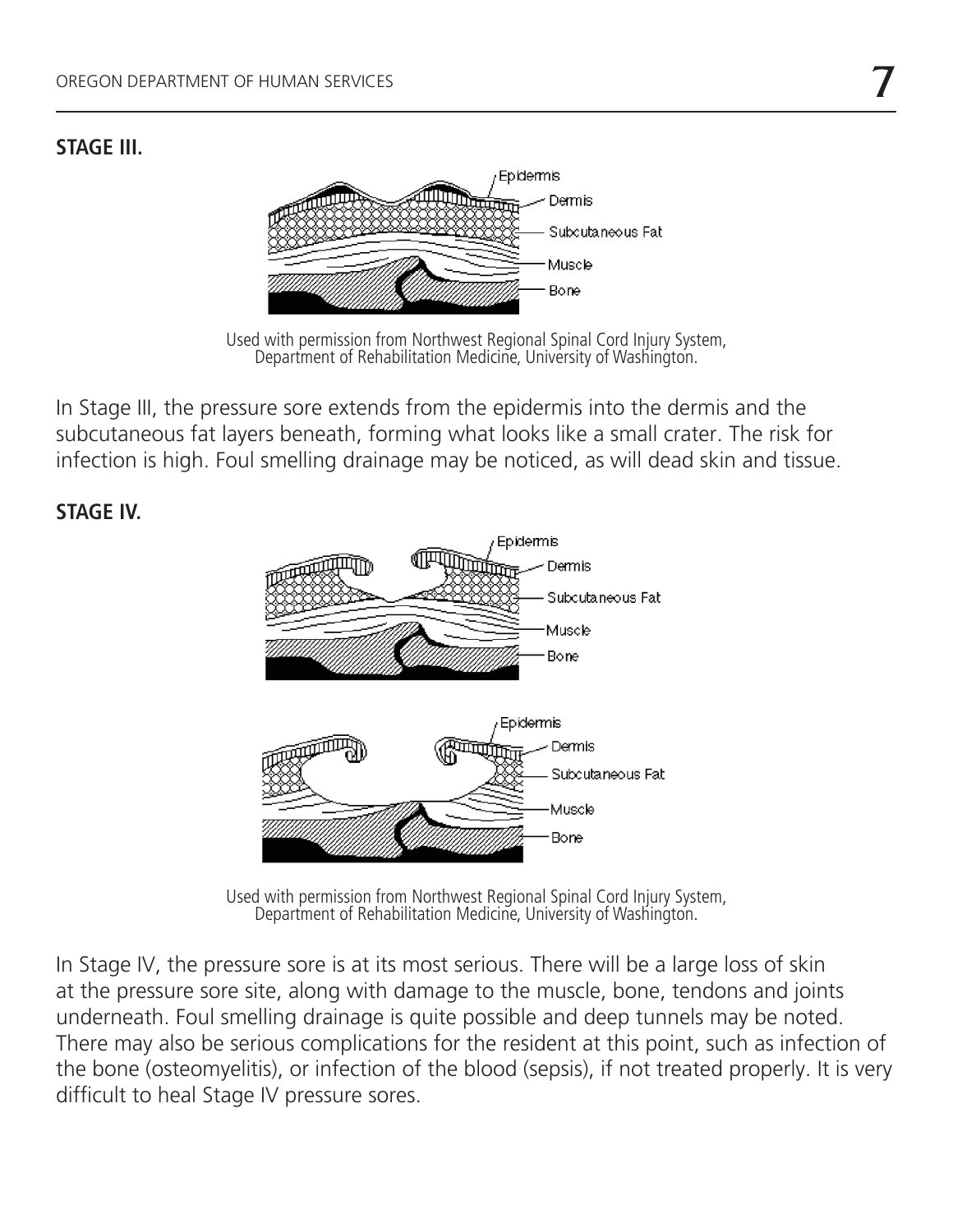**STAGE III.**

Used with permission from Northwest Regional Spinal Cord Injury System, Department of Rehabilitation Medicine, University of Washington.

In Stage III, the pressure sore extends from the epidermis into the dermis and the subcutaneous fat layers beneath, forming what looks like a small crater. The risk for infection is high. Foul smelling drainage may be noticed, as will dead skin and tissue.

**STAGE IV.**

Used with permission from Northwest Regional Spinal Cord Injury System, Department of Rehabilitation Medicine, University of Washington.

In Stage IV, the pressure sore is at its most serious. There will be a large loss of skin at the pressure sore site, along with damage to the muscle, bone, tendons and joints underneath. Foul smelling drainage is quite possible and deep tunnels may be noted. There may also be serious complications for the resident at this point, such as infection of the bone (osteomyelitis), or infection of the blood (sepsis), if not treated properly. It is very difficult to heal Stage IV pressure sores.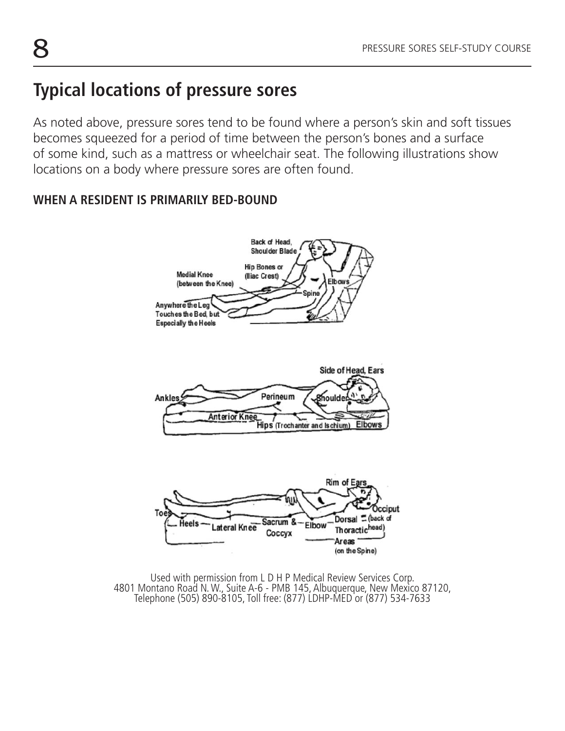## Typical locations of pressure sores

As noted above, pressure sores tend to be found where a person's skin and soft tissues becomes squeezed for a period of time between the person's bones and a surface of some kind, such as a mattress or wheelchair seat. The following illustrations show locations on a body where pressure sores are often found.

### WHEN A RESIDENT IS PRIMARILY BED-BOUND

Back of Head, Shoulder Blade
Hip Bones or (Iliac Crest)
Medial Knee (between the Knee)
Elbows
Spine
Anywhere the Leg Touches the Bed, but Especially the Heels

Side of Head, Ears
Ankles
Perineum
Shoulder
Anterior Knee
Hips (Trochanter and Ischium)
Elbows

Rim of Ears
Toes
Occiput (back of head)
Heels
Lateral Knee
Sacrum & Coccyx
Elbow
Dorsal Thoractic Areas (on the Spine)

Used with permission from L D H P Medical Review Services Corp.
4801 Montano Road N. W., Suite A-6 - PMB 145, Albuquerque, New Mexico 87120,
Telephone (505) 890-8105, Toll free: (877) LDHP-MED or (877) 534-7633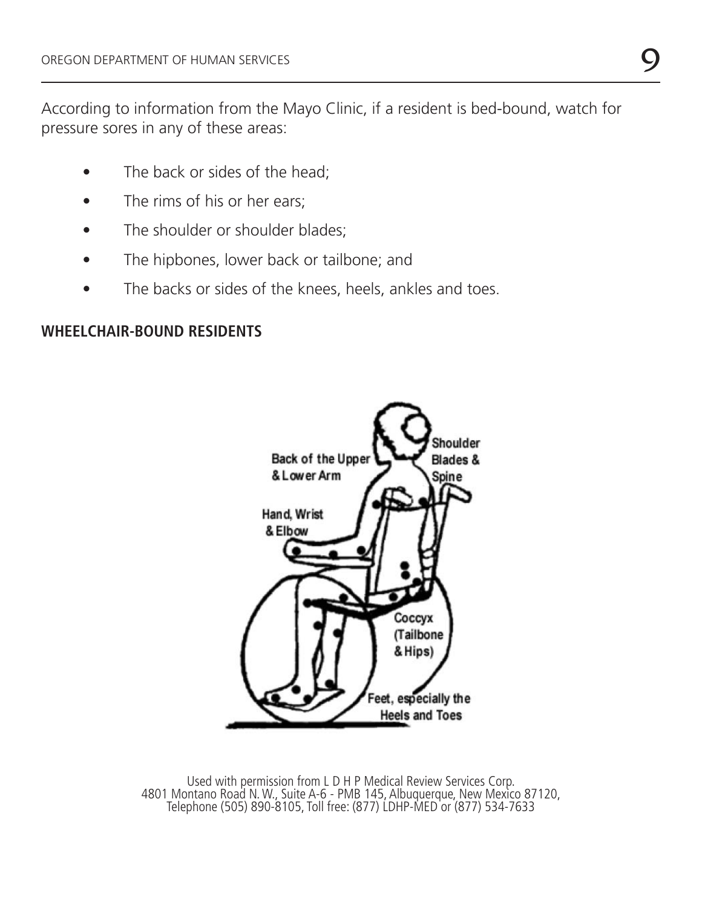According to information from the Mayo Clinic, if a resident is bed-bound, watch for pressure sores in any of these areas:

- The back or sides of the head;
- The rims of his or her ears;
- The shoulder or shoulder blades;
- The hipbones, lower back or tailbone; and
- The backs or sides of the knees, heels, ankles and toes.

**WHEELCHAIR-BOUND RESIDENTS**

Back of the Upper & Lower Arm

Shoulder Blades & Spine

Hand, Wrist & Elbow

Coccyx (Tailbone & Hips)

Feet, especially the Heels and Toes

Used with permission from L D H P Medical Review Services Corp.
4801 Montano Road N. W., Suite A-6 - PMB 145, Albuquerque, New Mexico 87120,
Telephone (505) 890-8105, Toll free: (877) LDHP-MED or (877) 534-7633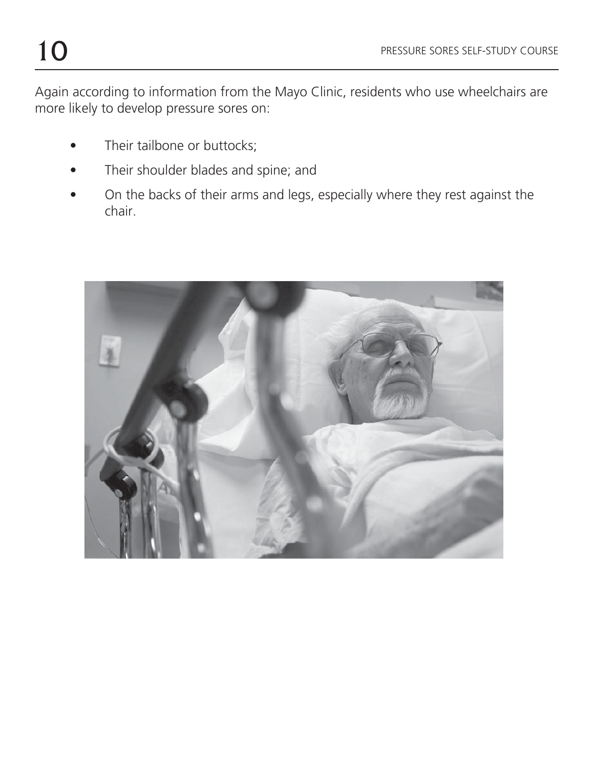Again according to information from the Mayo Clinic, residents who use wheelchairs are more likely to develop pressure sores on:

- Their tailbone or buttocks;
- Their shoulder blades and spine; and
- On the backs of their arms and legs, especially where they rest against the chair.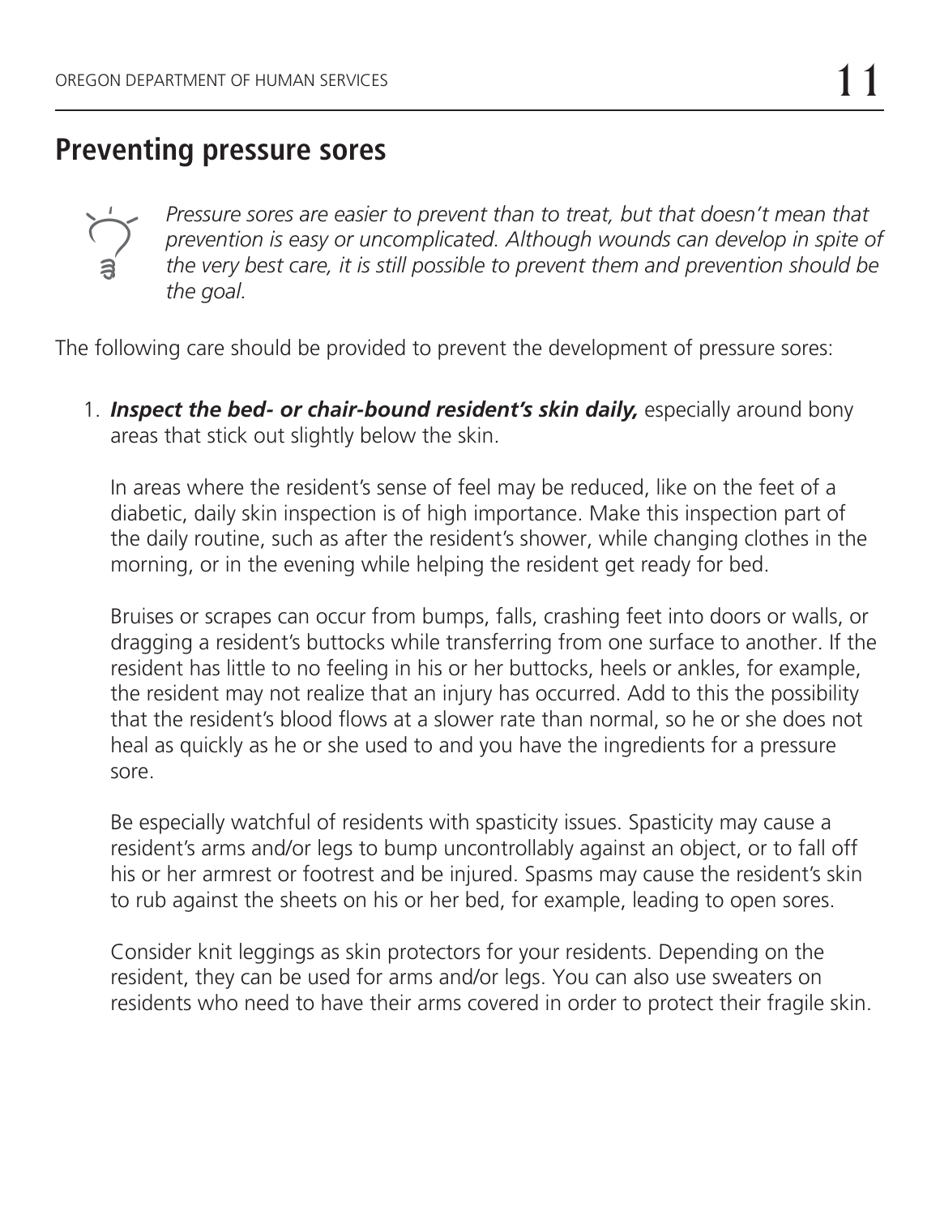## Preventing pressure sores

*Pressure sores are easier to prevent than to treat, but that doesn't mean that prevention is easy or uncomplicated. Although wounds can develop in spite of the very best care, it is still possible to prevent them and prevention should be the goal.*

The following care should be provided to prevent the development of pressure sores:

1. ***Inspect the bed- or chair-bound resident's skin daily,*** especially around bony areas that stick out slightly below the skin.

   In areas where the resident's sense of feel may be reduced, like on the feet of a diabetic, daily skin inspection is of high importance. Make this inspection part of the daily routine, such as after the resident's shower, while changing clothes in the morning, or in the evening while helping the resident get ready for bed.

   Bruises or scrapes can occur from bumps, falls, crashing feet into doors or walls, or dragging a resident's buttocks while transferring from one surface to another. If the resident has little to no feeling in his or her buttocks, heels or ankles, for example, the resident may not realize that an injury has occurred. Add to this the possibility that the resident's blood flows at a slower rate than normal, so he or she does not heal as quickly as he or she used to and you have the ingredients for a pressure sore.

   Be especially watchful of residents with spasticity issues. Spasticity may cause a resident's arms and/or legs to bump uncontrollably against an object, or to fall off his or her armrest or footrest and be injured. Spasms may cause the resident's skin to rub against the sheets on his or her bed, for example, leading to open sores.

   Consider knit leggings as skin protectors for your residents. Depending on the resident, they can be used for arms and/or legs. You can also use sweaters on residents who need to have their arms covered in order to protect their fragile skin.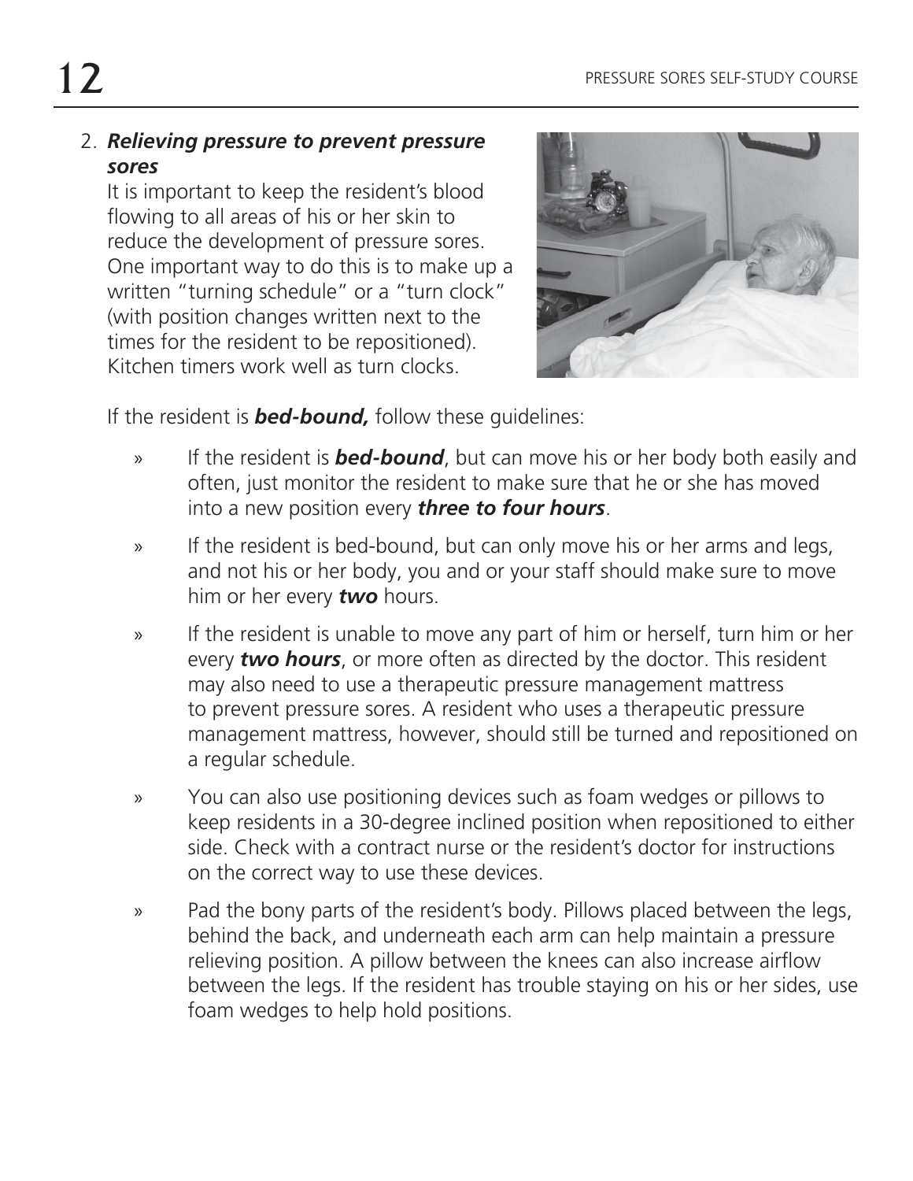2. ***Relieving pressure to prevent pressure sores***

   It is important to keep the resident's blood flowing to all areas of his or her skin to reduce the development of pressure sores. One important way to do this is to make up a written "turning schedule" or a "turn clock" (with position changes written next to the times for the resident to be repositioned). Kitchen timers work well as turn clocks.

   If the resident is ***bed-bound,*** follow these guidelines:

   » If the resident is ***bed-bound***, but can move his or her body both easily and often, just monitor the resident to make sure that he or she has moved into a new position every ***three to four hours***.

   » If the resident is bed-bound, but can only move his or her arms and legs, and not his or her body, you and or your staff should make sure to move him or her every ***two*** hours.

   » If the resident is unable to move any part of him or herself, turn him or her every ***two hours***, or more often as directed by the doctor. This resident may also need to use a therapeutic pressure management mattress to prevent pressure sores. A resident who uses a therapeutic pressure management mattress, however, should still be turned and repositioned on a regular schedule.

   » You can also use positioning devices such as foam wedges or pillows to keep residents in a 30-degree inclined position when repositioned to either side. Check with a contract nurse or the resident's doctor for instructions on the correct way to use these devices.

   » Pad the bony parts of the resident's body. Pillows placed between the legs, behind the back, and underneath each arm can help maintain a pressure relieving position. A pillow between the knees can also increase airflow between the legs. If the resident has trouble staying on his or her sides, use foam wedges to help hold positions.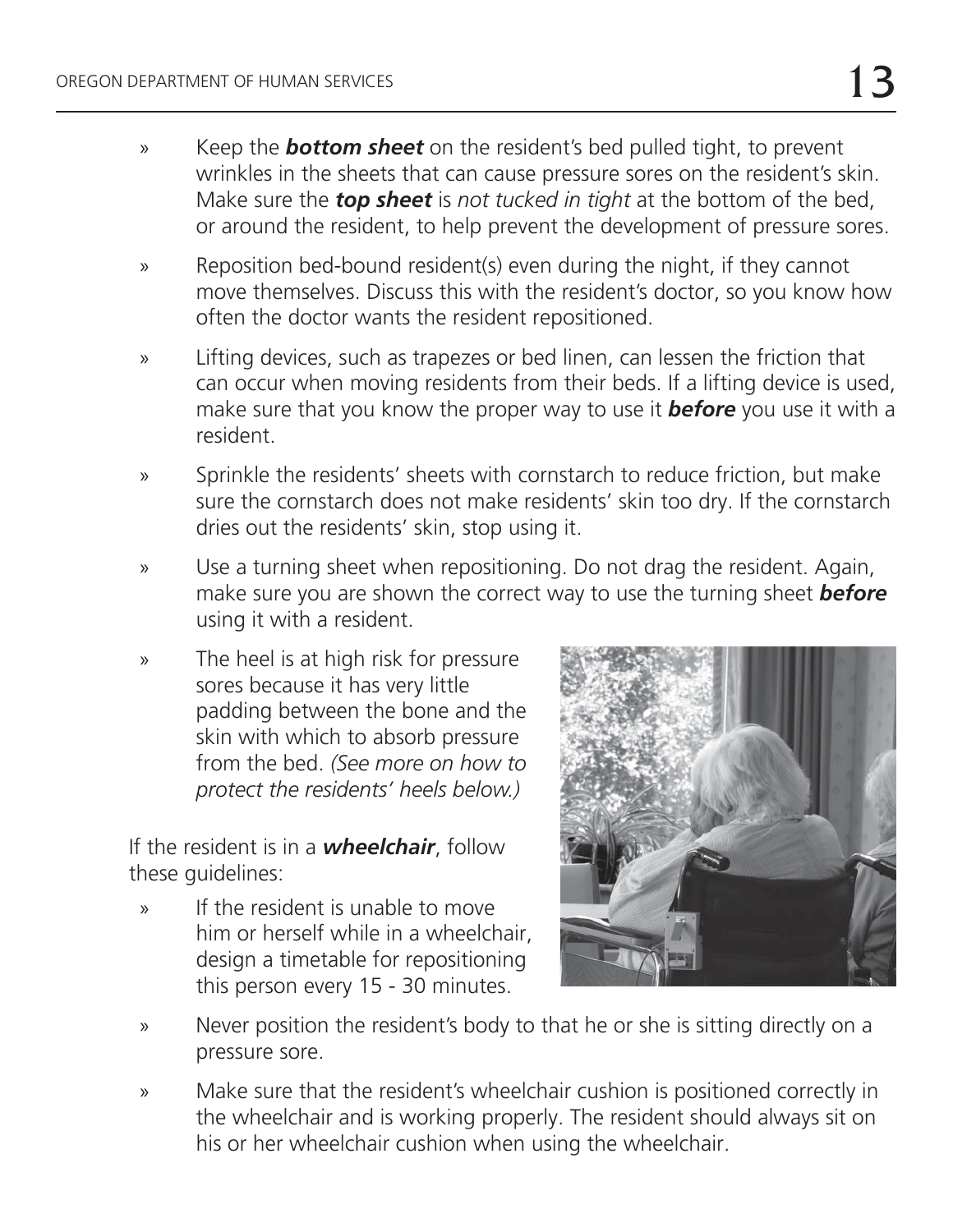- Keep the ***bottom sheet*** on the resident's bed pulled tight, to prevent wrinkles in the sheets that can cause pressure sores on the resident's skin. Make sure the ***top sheet*** is *not tucked in tight* at the bottom of the bed, or around the resident, to help prevent the development of pressure sores.
- Reposition bed-bound resident(s) even during the night, if they cannot move themselves. Discuss this with the resident's doctor, so you know how often the doctor wants the resident repositioned.
- Lifting devices, such as trapezes or bed linen, can lessen the friction that can occur when moving residents from their beds. If a lifting device is used, make sure that you know the proper way to use it ***before*** you use it with a resident.
- Sprinkle the residents' sheets with cornstarch to reduce friction, but make sure the cornstarch does not make residents' skin too dry. If the cornstarch dries out the residents' skin, stop using it.
- Use a turning sheet when repositioning. Do not drag the resident. Again, make sure you are shown the correct way to use the turning sheet ***before*** using it with a resident.
- The heel is at high risk for pressure sores because it has very little padding between the bone and the skin with which to absorb pressure from the bed. *(See more on how to protect the residents' heels below.)*

If the resident is in a ***wheelchair***, follow these guidelines:

- If the resident is unable to move him or herself while in a wheelchair, design a timetable for repositioning this person every 15 - 30 minutes.
- Never position the resident's body to that he or she is sitting directly on a pressure sore.
- Make sure that the resident's wheelchair cushion is positioned correctly in the wheelchair and is working properly. The resident should always sit on his or her wheelchair cushion when using the wheelchair.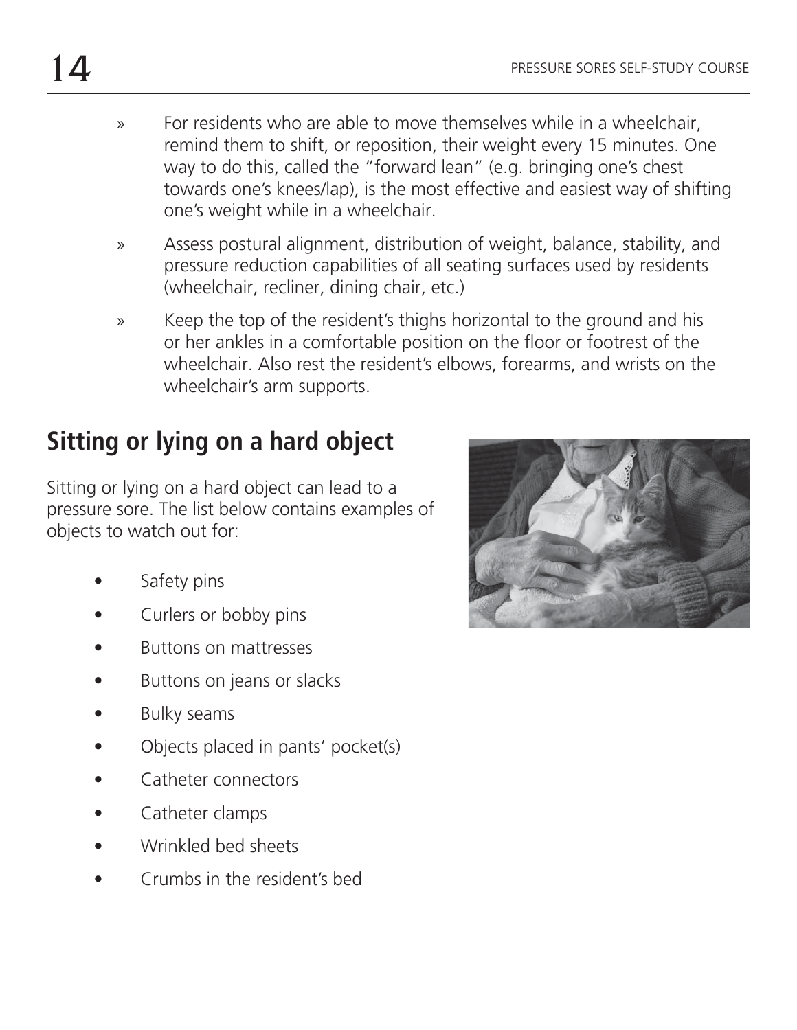- For residents who are able to move themselves while in a wheelchair, remind them to shift, or reposition, their weight every 15 minutes. One way to do this, called the "forward lean" (e.g. bringing one's chest towards one's knees/lap), is the most effective and easiest way of shifting one's weight while in a wheelchair.
- Assess postural alignment, distribution of weight, balance, stability, and pressure reduction capabilities of all seating surfaces used by residents (wheelchair, recliner, dining chair, etc.)
- Keep the top of the resident's thighs horizontal to the ground and his or her ankles in a comfortable position on the floor or footrest of the wheelchair. Also rest the resident's elbows, forearms, and wrists on the wheelchair's arm supports.

## Sitting or lying on a hard object

Sitting or lying on a hard object can lead to a pressure sore. The list below contains examples of objects to watch out for:

- Safety pins
- Curlers or bobby pins
- Buttons on mattresses
- Buttons on jeans or slacks
- Bulky seams
- Objects placed in pants' pocket(s)
- Catheter connectors
- Catheter clamps
- Wrinkled bed sheets
- Crumbs in the resident's bed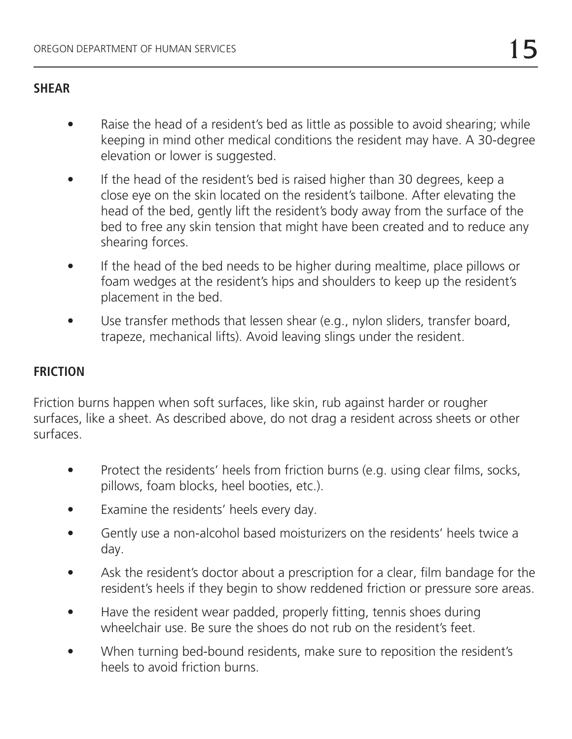**SHEAR**

- Raise the head of a resident's bed as little as possible to avoid shearing; while keeping in mind other medical conditions the resident may have. A 30-degree elevation or lower is suggested.
- If the head of the resident's bed is raised higher than 30 degrees, keep a close eye on the skin located on the resident's tailbone. After elevating the head of the bed, gently lift the resident's body away from the surface of the bed to free any skin tension that might have been created and to reduce any shearing forces.
- If the head of the bed needs to be higher during mealtime, place pillows or foam wedges at the resident's hips and shoulders to keep up the resident's placement in the bed.
- Use transfer methods that lessen shear (e.g., nylon sliders, transfer board, trapeze, mechanical lifts). Avoid leaving slings under the resident.

**FRICTION**

Friction burns happen when soft surfaces, like skin, rub against harder or rougher surfaces, like a sheet. As described above, do not drag a resident across sheets or other surfaces.

- Protect the residents' heels from friction burns (e.g. using clear films, socks, pillows, foam blocks, heel booties, etc.).
- Examine the residents' heels every day.
- Gently use a non-alcohol based moisturizers on the residents' heels twice a day.
- Ask the resident's doctor about a prescription for a clear, film bandage for the resident's heels if they begin to show reddened friction or pressure sore areas.
- Have the resident wear padded, properly fitting, tennis shoes during wheelchair use. Be sure the shoes do not rub on the resident's feet.
- When turning bed-bound residents, make sure to reposition the resident's heels to avoid friction burns.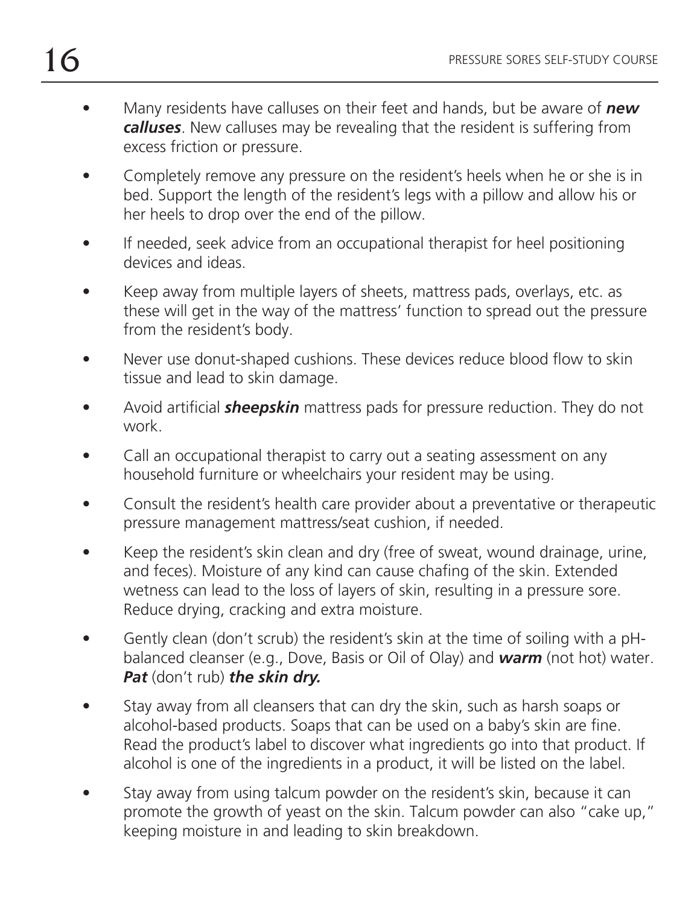- Many residents have calluses on their feet and hands, but be aware of ***new calluses***. New calluses may be revealing that the resident is suffering from excess friction or pressure.
- Completely remove any pressure on the resident's heels when he or she is in bed. Support the length of the resident's legs with a pillow and allow his or her heels to drop over the end of the pillow.
- If needed, seek advice from an occupational therapist for heel positioning devices and ideas.
- Keep away from multiple layers of sheets, mattress pads, overlays, etc. as these will get in the way of the mattress' function to spread out the pressure from the resident's body.
- Never use donut-shaped cushions. These devices reduce blood flow to skin tissue and lead to skin damage.
- Avoid artificial ***sheepskin*** mattress pads for pressure reduction. They do not work.
- Call an occupational therapist to carry out a seating assessment on any household furniture or wheelchairs your resident may be using.
- Consult the resident's health care provider about a preventative or therapeutic pressure management mattress/seat cushion, if needed.
- Keep the resident's skin clean and dry (free of sweat, wound drainage, urine, and feces). Moisture of any kind can cause chafing of the skin. Extended wetness can lead to the loss of layers of skin, resulting in a pressure sore. Reduce drying, cracking and extra moisture.
- Gently clean (don't scrub) the resident's skin at the time of soiling with a pH-balanced cleanser (e.g., Dove, Basis or Oil of Olay) and ***warm*** (not hot) water. ***Pat*** (don't rub) ***the skin dry.***
- Stay away from all cleansers that can dry the skin, such as harsh soaps or alcohol-based products. Soaps that can be used on a baby's skin are fine. Read the product's label to discover what ingredients go into that product. If alcohol is one of the ingredients in a product, it will be listed on the label.
- Stay away from using talcum powder on the resident's skin, because it can promote the growth of yeast on the skin. Talcum powder can also "cake up," keeping moisture in and leading to skin breakdown.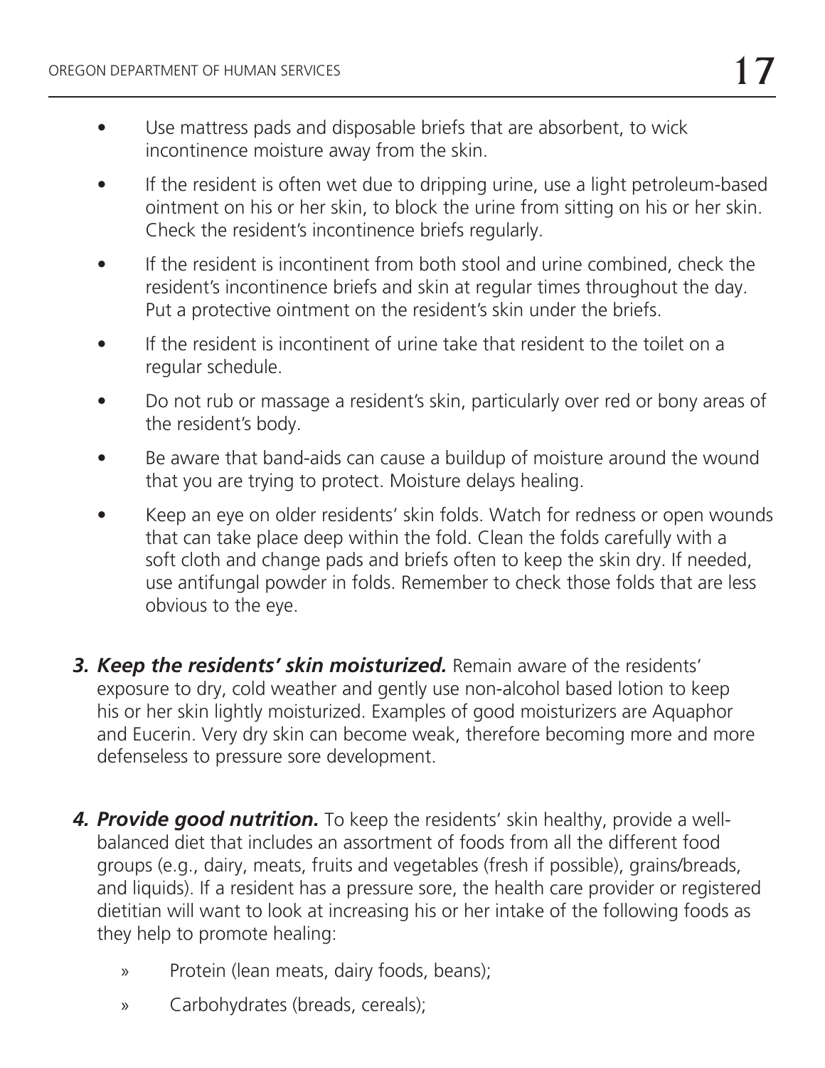- Use mattress pads and disposable briefs that are absorbent, to wick incontinence moisture away from the skin.
- If the resident is often wet due to dripping urine, use a light petroleum-based ointment on his or her skin, to block the urine from sitting on his or her skin. Check the resident's incontinence briefs regularly.
- If the resident is incontinent from both stool and urine combined, check the resident's incontinence briefs and skin at regular times throughout the day. Put a protective ointment on the resident's skin under the briefs.
- If the resident is incontinent of urine take that resident to the toilet on a regular schedule.
- Do not rub or massage a resident's skin, particularly over red or bony areas of the resident's body.
- Be aware that band-aids can cause a buildup of moisture around the wound that you are trying to protect. Moisture delays healing.
- Keep an eye on older residents' skin folds. Watch for redness or open wounds that can take place deep within the fold. Clean the folds carefully with a soft cloth and change pads and briefs often to keep the skin dry. If needed, use antifungal powder in folds. Remember to check those folds that are less obvious to the eye.

3. ***Keep the residents' skin moisturized.*** Remain aware of the residents' exposure to dry, cold weather and gently use non-alcohol based lotion to keep his or her skin lightly moisturized. Examples of good moisturizers are Aquaphor and Eucerin. Very dry skin can become weak, therefore becoming more and more defenseless to pressure sore development.

4. ***Provide good nutrition.*** To keep the residents' skin healthy, provide a well-balanced diet that includes an assortment of foods from all the different food groups (e.g., dairy, meats, fruits and vegetables (fresh if possible), grains/breads, and liquids). If a resident has a pressure sore, the health care provider or registered dietitian will want to look at increasing his or her intake of the following foods as they help to promote healing:
   - Protein (lean meats, dairy foods, beans);
   - Carbohydrates (breads, cereals);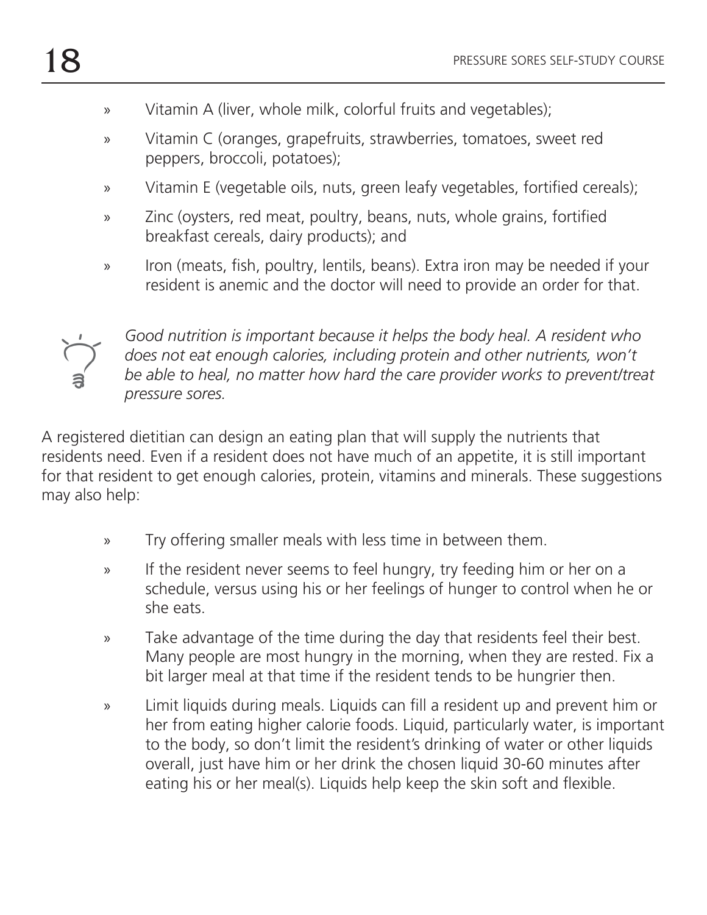- Vitamin A (liver, whole milk, colorful fruits and vegetables);
- Vitamin C (oranges, grapefruits, strawberries, tomatoes, sweet red peppers, broccoli, potatoes);
- Vitamin E (vegetable oils, nuts, green leafy vegetables, fortified cereals);
- Zinc (oysters, red meat, poultry, beans, nuts, whole grains, fortified breakfast cereals, dairy products); and
- Iron (meats, fish, poultry, lentils, beans). Extra iron may be needed if your resident is anemic and the doctor will need to provide an order for that.

*Good nutrition is important because it helps the body heal. A resident who does not eat enough calories, including protein and other nutrients, won't be able to heal, no matter how hard the care provider works to prevent/treat pressure sores.*

A registered dietitian can design an eating plan that will supply the nutrients that residents need. Even if a resident does not have much of an appetite, it is still important for that resident to get enough calories, protein, vitamins and minerals. These suggestions may also help:

- Try offering smaller meals with less time in between them.
- If the resident never seems to feel hungry, try feeding him or her on a schedule, versus using his or her feelings of hunger to control when he or she eats.
- Take advantage of the time during the day that residents feel their best. Many people are most hungry in the morning, when they are rested. Fix a bit larger meal at that time if the resident tends to be hungrier then.
- Limit liquids during meals. Liquids can fill a resident up and prevent him or her from eating higher calorie foods. Liquid, particularly water, is important to the body, so don't limit the resident's drinking of water or other liquids overall, just have him or her drink the chosen liquid 30-60 minutes after eating his or her meal(s). Liquids help keep the skin soft and flexible.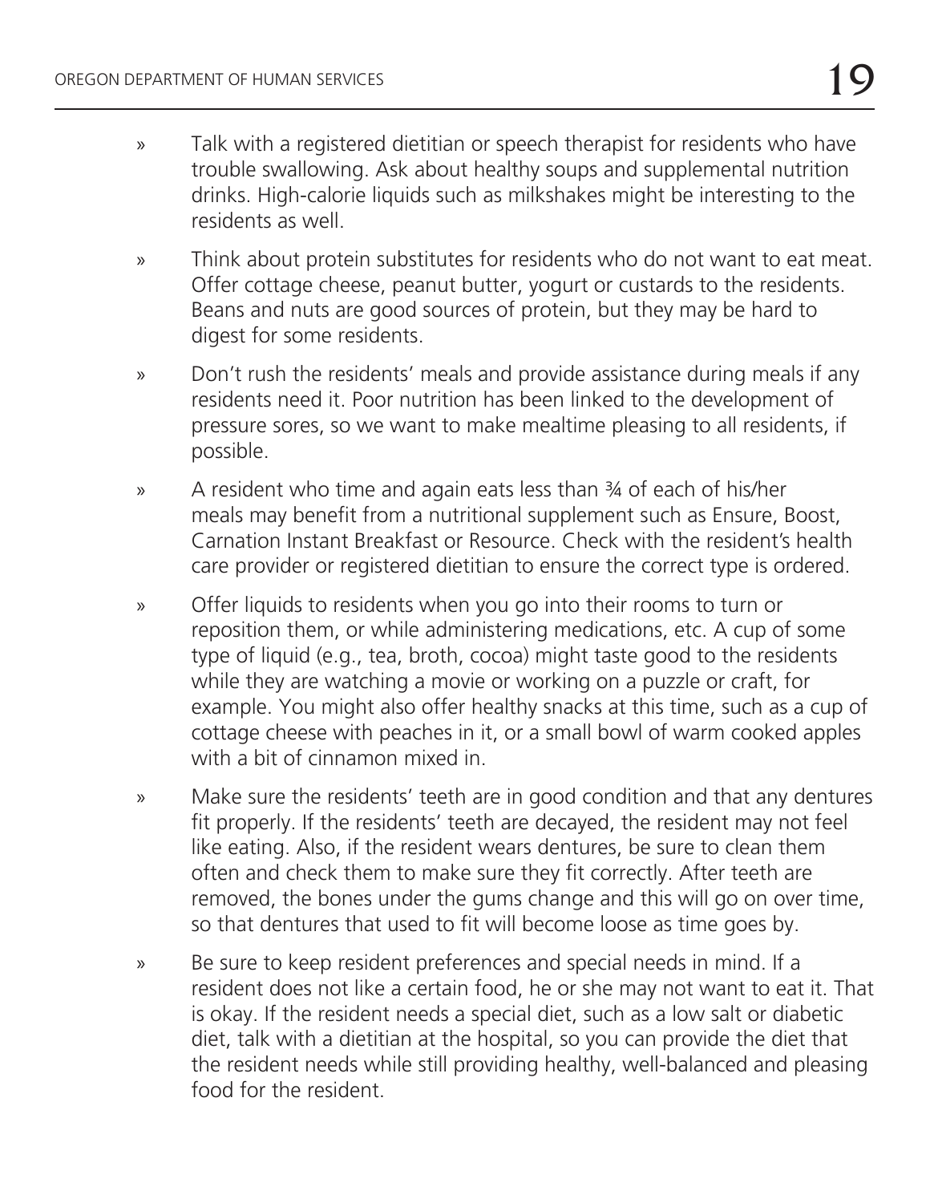- Talk with a registered dietitian or speech therapist for residents who have trouble swallowing. Ask about healthy soups and supplemental nutrition drinks. High-calorie liquids such as milkshakes might be interesting to the residents as well.
- Think about protein substitutes for residents who do not want to eat meat. Offer cottage cheese, peanut butter, yogurt or custards to the residents. Beans and nuts are good sources of protein, but they may be hard to digest for some residents.
- Don't rush the residents' meals and provide assistance during meals if any residents need it. Poor nutrition has been linked to the development of pressure sores, so we want to make mealtime pleasing to all residents, if possible.
- A resident who time and again eats less than ¾ of each of his/her meals may benefit from a nutritional supplement such as Ensure, Boost, Carnation Instant Breakfast or Resource. Check with the resident's health care provider or registered dietitian to ensure the correct type is ordered.
- Offer liquids to residents when you go into their rooms to turn or reposition them, or while administering medications, etc. A cup of some type of liquid (e.g., tea, broth, cocoa) might taste good to the residents while they are watching a movie or working on a puzzle or craft, for example. You might also offer healthy snacks at this time, such as a cup of cottage cheese with peaches in it, or a small bowl of warm cooked apples with a bit of cinnamon mixed in.
- Make sure the residents' teeth are in good condition and that any dentures fit properly. If the residents' teeth are decayed, the resident may not feel like eating. Also, if the resident wears dentures, be sure to clean them often and check them to make sure they fit correctly. After teeth are removed, the bones under the gums change and this will go on over time, so that dentures that used to fit will become loose as time goes by.
- Be sure to keep resident preferences and special needs in mind. If a resident does not like a certain food, he or she may not want to eat it. That is okay. If the resident needs a special diet, such as a low salt or diabetic diet, talk with a dietitian at the hospital, so you can provide the diet that the resident needs while still providing healthy, well-balanced and pleasing food for the resident.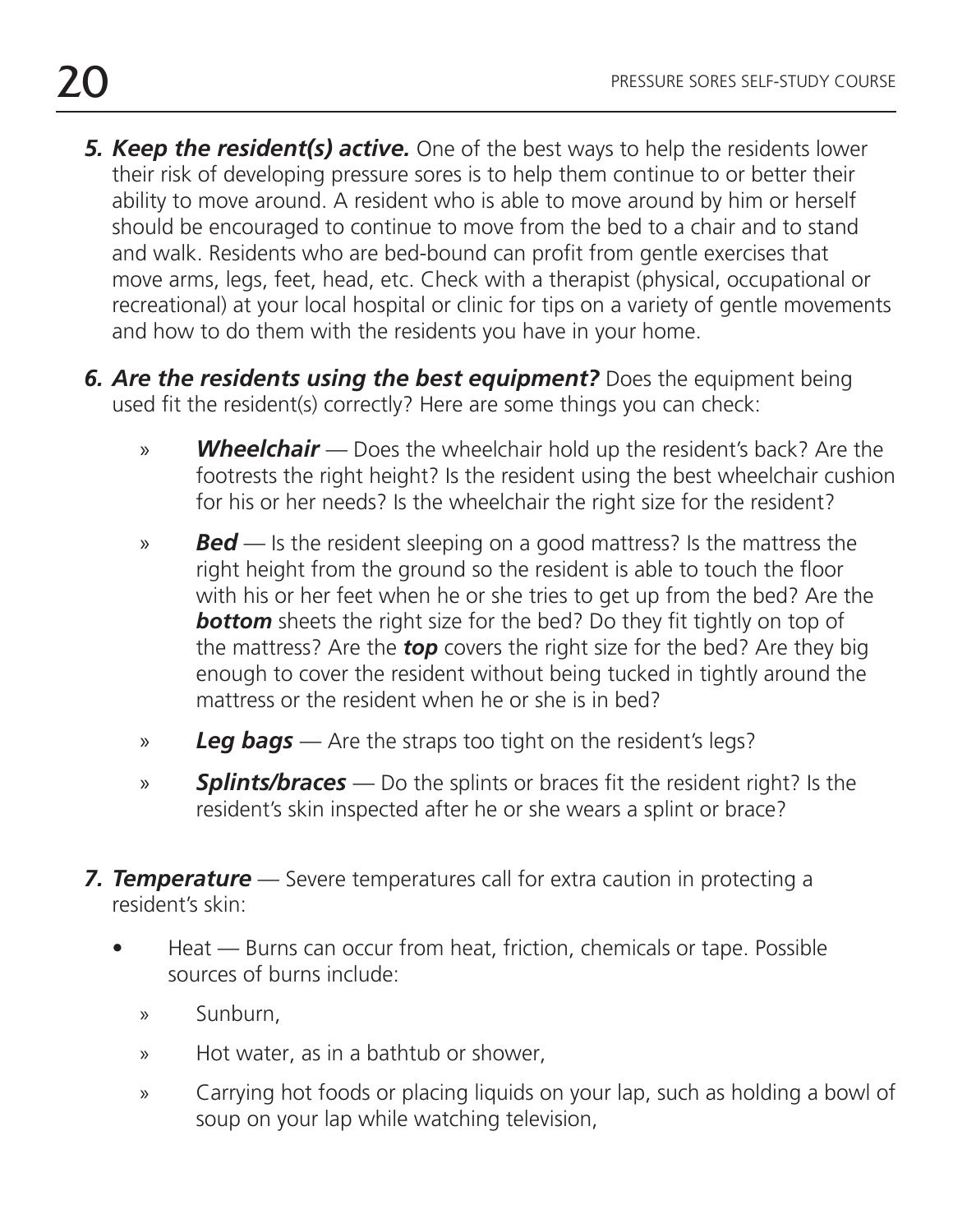5. ***Keep the resident(s) active.*** One of the best ways to help the residents lower their risk of developing pressure sores is to help them continue to or better their ability to move around. A resident who is able to move around by him or herself should be encouraged to continue to move from the bed to a chair and to stand and walk. Residents who are bed-bound can profit from gentle exercises that move arms, legs, feet, head, etc. Check with a therapist (physical, occupational or recreational) at your local hospital or clinic for tips on a variety of gentle movements and how to do them with the residents you have in your home.

6. ***Are the residents using the best equipment?*** Does the equipment being used fit the resident(s) correctly? Here are some things you can check:

   - ***Wheelchair*** — Does the wheelchair hold up the resident's back? Are the footrests the right height? Is the resident using the best wheelchair cushion for his or her needs? Is the wheelchair the right size for the resident?
   - ***Bed*** — Is the resident sleeping on a good mattress? Is the mattress the right height from the ground so the resident is able to touch the floor with his or her feet when he or she tries to get up from the bed? Are the ***bottom*** sheets the right size for the bed? Do they fit tightly on top of the mattress? Are the ***top*** covers the right size for the bed? Are they big enough to cover the resident without being tucked in tightly around the mattress or the resident when he or she is in bed?
   - ***Leg bags*** — Are the straps too tight on the resident's legs?
   - ***Splints/braces*** — Do the splints or braces fit the resident right? Is the resident's skin inspected after he or she wears a splint or brace?

7. ***Temperature*** — Severe temperatures call for extra caution in protecting a resident's skin:

   - Heat — Burns can occur from heat, friction, chemicals or tape. Possible sources of burns include:
     - Sunburn,
     - Hot water, as in a bathtub or shower,
     - Carrying hot foods or placing liquids on your lap, such as holding a bowl of soup on your lap while watching television,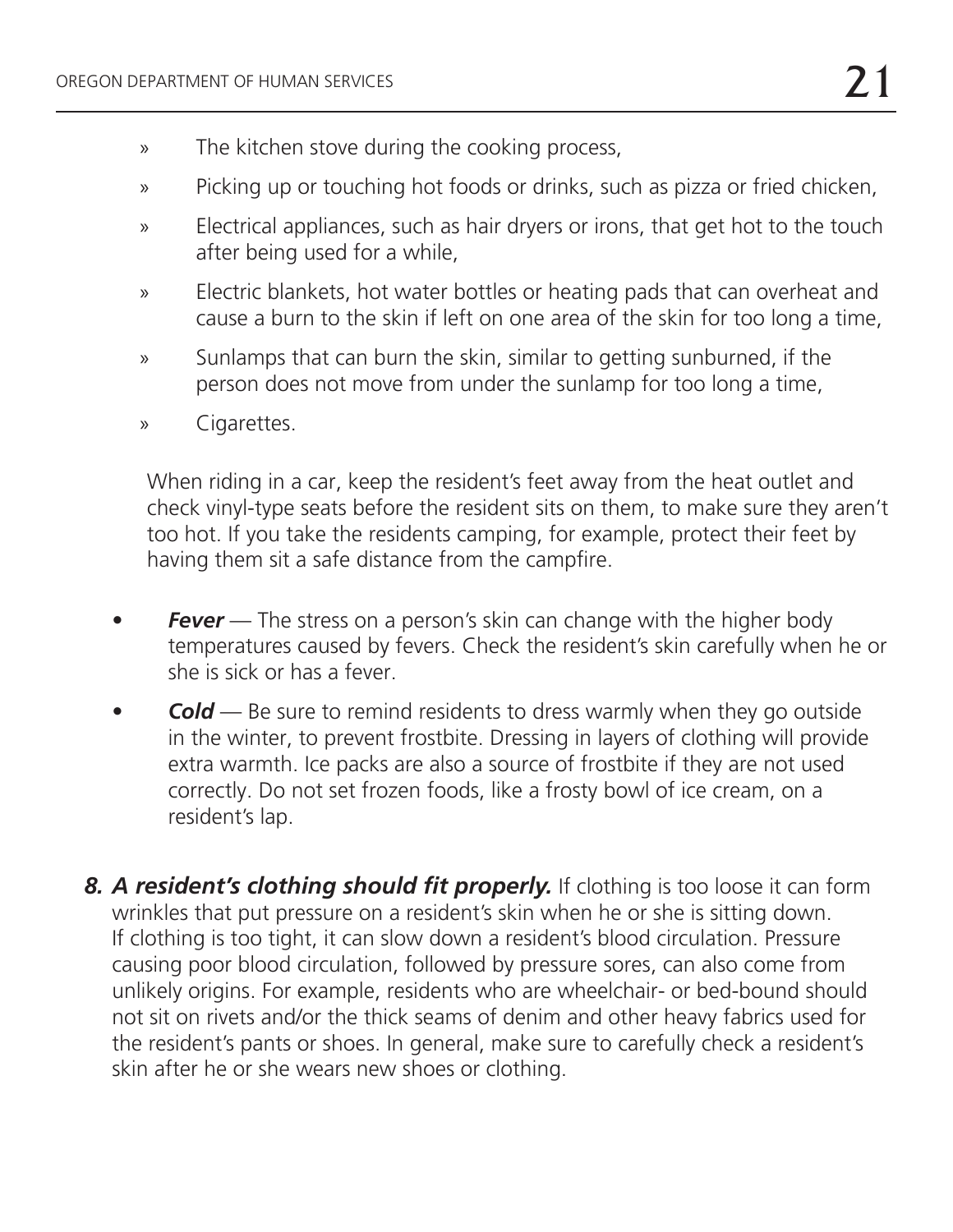- » The kitchen stove during the cooking process,
- » Picking up or touching hot foods or drinks, such as pizza or fried chicken,
- » Electrical appliances, such as hair dryers or irons, that get hot to the touch after being used for a while,
- » Electric blankets, hot water bottles or heating pads that can overheat and cause a burn to the skin if left on one area of the skin for too long a time,
- » Sunlamps that can burn the skin, similar to getting sunburned, if the person does not move from under the sunlamp for too long a time,
- » Cigarettes.

When riding in a car, keep the resident's feet away from the heat outlet and check vinyl-type seats before the resident sits on them, to make sure they aren't too hot. If you take the residents camping, for example, protect their feet by having them sit a safe distance from the campfire.

- ***Fever*** — The stress on a person's skin can change with the higher body temperatures caused by fevers. Check the resident's skin carefully when he or she is sick or has a fever.
- ***Cold*** — Be sure to remind residents to dress warmly when they go outside in the winter, to prevent frostbite. Dressing in layers of clothing will provide extra warmth. Ice packs are also a source of frostbite if they are not used correctly. Do not set frozen foods, like a frosty bowl of ice cream, on a resident's lap.

8. ***A resident's clothing should fit properly.*** If clothing is too loose it can form wrinkles that put pressure on a resident's skin when he or she is sitting down. If clothing is too tight, it can slow down a resident's blood circulation. Pressure causing poor blood circulation, followed by pressure sores, can also come from unlikely origins. For example, residents who are wheelchair- or bed-bound should not sit on rivets and/or the thick seams of denim and other heavy fabrics used for the resident's pants or shoes. In general, make sure to carefully check a resident's skin after he or she wears new shoes or clothing.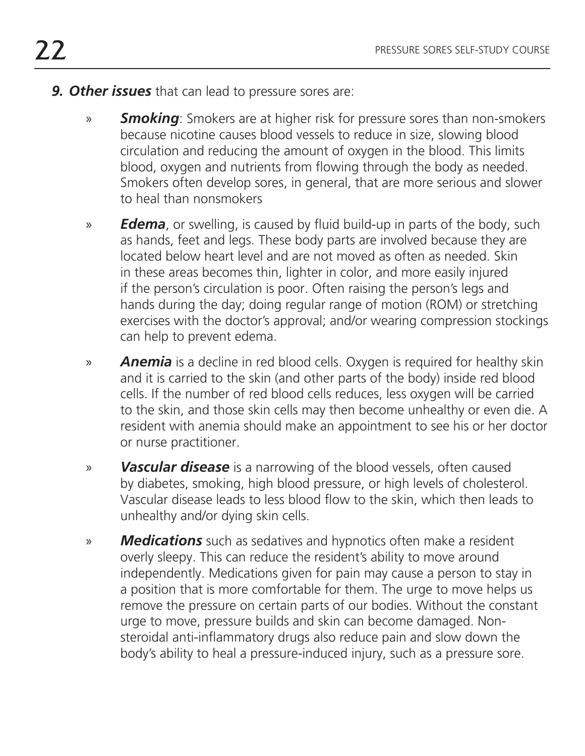9. ***Other issues*** that can lead to pressure sores are:

- ***Smoking***: Smokers are at higher risk for pressure sores than non-smokers because nicotine causes blood vessels to reduce in size, slowing blood circulation and reducing the amount of oxygen in the blood. This limits blood, oxygen and nutrients from flowing through the body as needed. Smokers often develop sores, in general, that are more serious and slower to heal than nonsmokers

- ***Edema***, or swelling, is caused by fluid build-up in parts of the body, such as hands, feet and legs. These body parts are involved because they are located below heart level and are not moved as often as needed. Skin in these areas becomes thin, lighter in color, and more easily injured if the person's circulation is poor. Often raising the person's legs and hands during the day; doing regular range of motion (ROM) or stretching exercises with the doctor's approval; and/or wearing compression stockings can help to prevent edema.

- ***Anemia*** is a decline in red blood cells. Oxygen is required for healthy skin and it is carried to the skin (and other parts of the body) inside red blood cells. If the number of red blood cells reduces, less oxygen will be carried to the skin, and those skin cells may then become unhealthy or even die. A resident with anemia should make an appointment to see his or her doctor or nurse practitioner.

- ***Vascular disease*** is a narrowing of the blood vessels, often caused by diabetes, smoking, high blood pressure, or high levels of cholesterol. Vascular disease leads to less blood flow to the skin, which then leads to unhealthy and/or dying skin cells.

- ***Medications*** such as sedatives and hypnotics often make a resident overly sleepy. This can reduce the resident's ability to move around independently. Medications given for pain may cause a person to stay in a position that is more comfortable for them. The urge to move helps us remove the pressure on certain parts of our bodies. Without the constant urge to move, pressure builds and skin can become damaged. Non-steroidal anti-inflammatory drugs also reduce pain and slow down the body's ability to heal a pressure-induced injury, such as a pressure sore.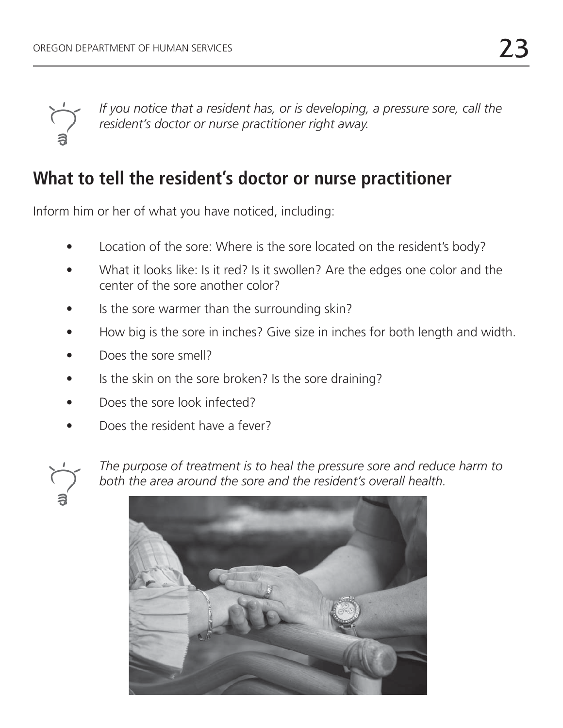*If you notice that a resident has, or is developing, a pressure sore, call the resident's doctor or nurse practitioner right away.*

## What to tell the resident's doctor or nurse practitioner

Inform him or her of what you have noticed, including:

- Location of the sore: Where is the sore located on the resident's body?
- What it looks like: Is it red? Is it swollen? Are the edges one color and the center of the sore another color?
- Is the sore warmer than the surrounding skin?
- How big is the sore in inches? Give size in inches for both length and width.
- Does the sore smell?
- Is the skin on the sore broken? Is the sore draining?
- Does the sore look infected?
- Does the resident have a fever?

*The purpose of treatment is to heal the pressure sore and reduce harm to both the area around the sore and the resident's overall health.*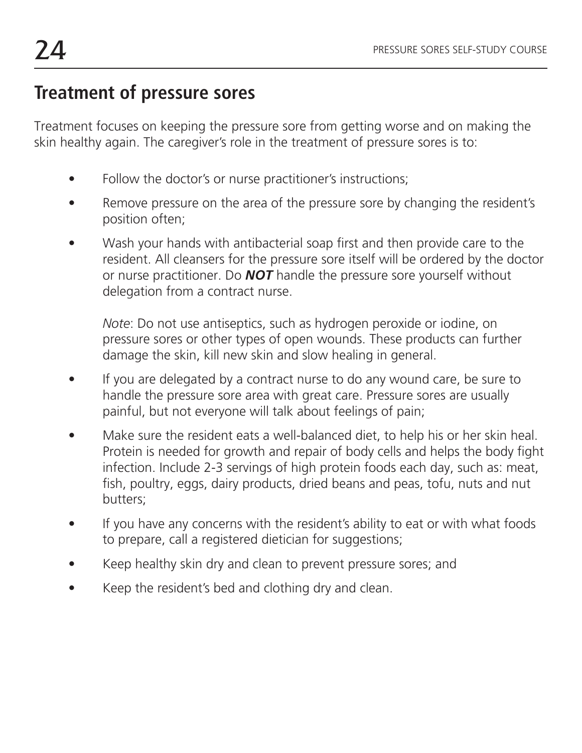## Treatment of pressure sores

Treatment focuses on keeping the pressure sore from getting worse and on making the skin healthy again. The caregiver's role in the treatment of pressure sores is to:

- Follow the doctor's or nurse practitioner's instructions;
- Remove pressure on the area of the pressure sore by changing the resident's position often;
- Wash your hands with antibacterial soap first and then provide care to the resident. All cleansers for the pressure sore itself will be ordered by the doctor or nurse practitioner. Do ***NOT*** handle the pressure sore yourself without delegation from a contract nurse.

  *Note*: Do not use antiseptics, such as hydrogen peroxide or iodine, on pressure sores or other types of open wounds. These products can further damage the skin, kill new skin and slow healing in general.
- If you are delegated by a contract nurse to do any wound care, be sure to handle the pressure sore area with great care. Pressure sores are usually painful, but not everyone will talk about feelings of pain;
- Make sure the resident eats a well-balanced diet, to help his or her skin heal. Protein is needed for growth and repair of body cells and helps the body fight infection. Include 2-3 servings of high protein foods each day, such as: meat, fish, poultry, eggs, dairy products, dried beans and peas, tofu, nuts and nut butters;
- If you have any concerns with the resident's ability to eat or with what foods to prepare, call a registered dietician for suggestions;
- Keep healthy skin dry and clean to prevent pressure sores; and
- Keep the resident's bed and clothing dry and clean.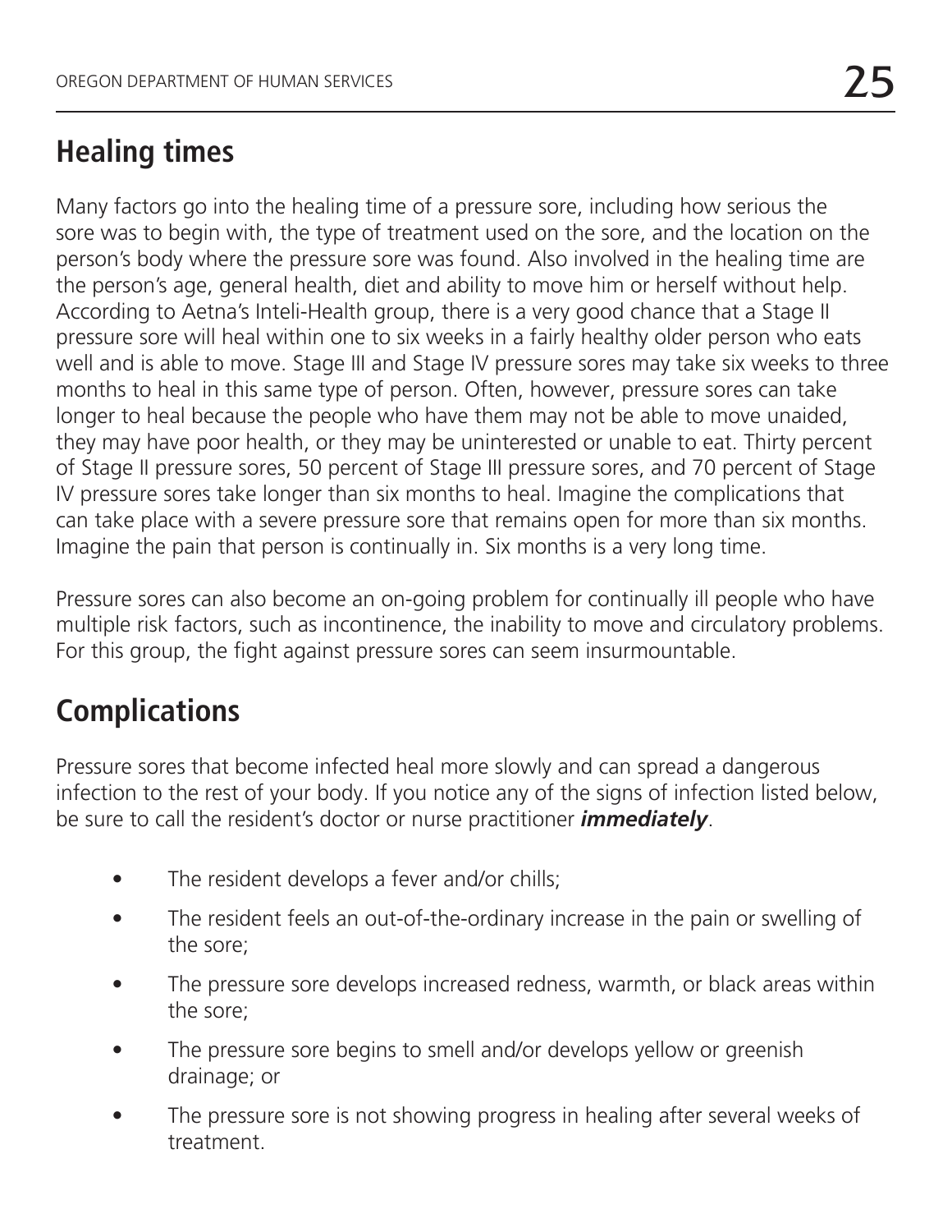## Healing times

Many factors go into the healing time of a pressure sore, including how serious the sore was to begin with, the type of treatment used on the sore, and the location on the person's body where the pressure sore was found. Also involved in the healing time are the person's age, general health, diet and ability to move him or herself without help. According to Aetna's Inteli-Health group, there is a very good chance that a Stage II pressure sore will heal within one to six weeks in a fairly healthy older person who eats well and is able to move. Stage III and Stage IV pressure sores may take six weeks to three months to heal in this same type of person. Often, however, pressure sores can take longer to heal because the people who have them may not be able to move unaided, they may have poor health, or they may be uninterested or unable to eat. Thirty percent of Stage II pressure sores, 50 percent of Stage III pressure sores, and 70 percent of Stage IV pressure sores take longer than six months to heal. Imagine the complications that can take place with a severe pressure sore that remains open for more than six months. Imagine the pain that person is continually in. Six months is a very long time.

Pressure sores can also become an on-going problem for continually ill people who have multiple risk factors, such as incontinence, the inability to move and circulatory problems. For this group, the fight against pressure sores can seem insurmountable.

## Complications

Pressure sores that become infected heal more slowly and can spread a dangerous infection to the rest of your body. If you notice any of the signs of infection listed below, be sure to call the resident's doctor or nurse practitioner ***immediately***.

- The resident develops a fever and/or chills;
- The resident feels an out-of-the-ordinary increase in the pain or swelling of the sore;
- The pressure sore develops increased redness, warmth, or black areas within the sore;
- The pressure sore begins to smell and/or develops yellow or greenish drainage; or
- The pressure sore is not showing progress in healing after several weeks of treatment.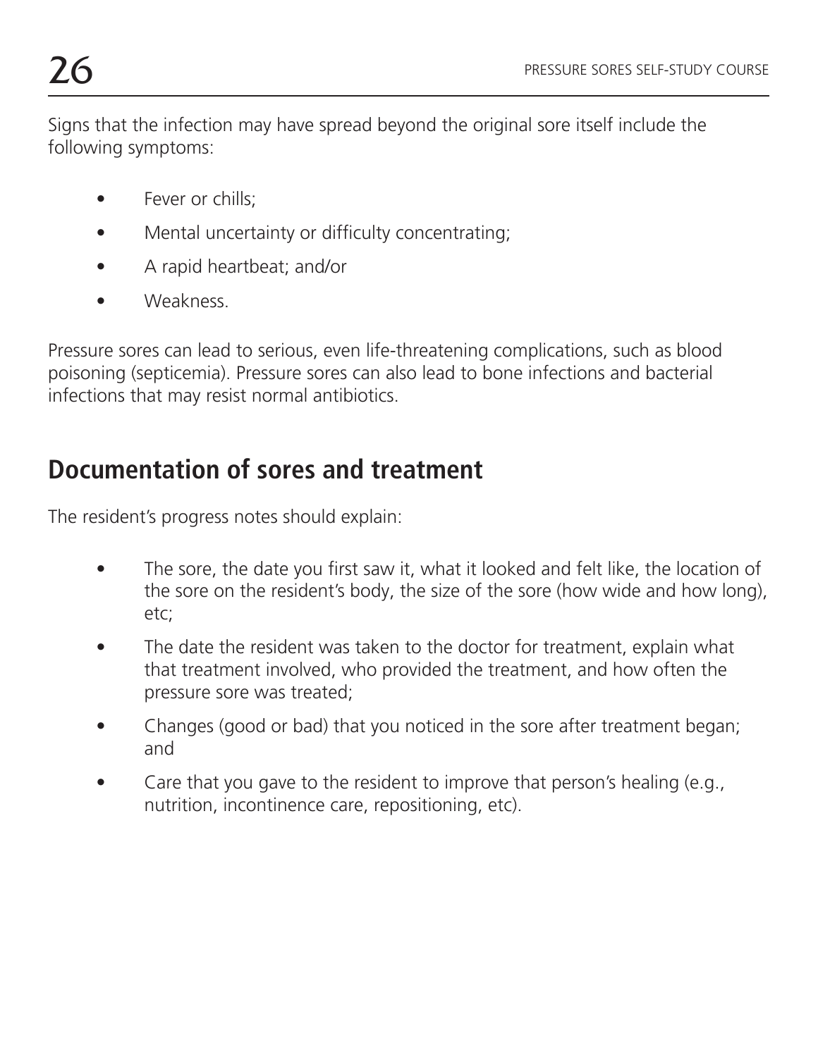Signs that the infection may have spread beyond the original sore itself include the following symptoms:

- Fever or chills;
- Mental uncertainty or difficulty concentrating;
- A rapid heartbeat; and/or
- Weakness.

Pressure sores can lead to serious, even life-threatening complications, such as blood poisoning (septicemia). Pressure sores can also lead to bone infections and bacterial infections that may resist normal antibiotics.

## Documentation of sores and treatment

The resident's progress notes should explain:

- The sore, the date you first saw it, what it looked and felt like, the location of the sore on the resident's body, the size of the sore (how wide and how long), etc;
- The date the resident was taken to the doctor for treatment, explain what that treatment involved, who provided the treatment, and how often the pressure sore was treated;
- Changes (good or bad) that you noticed in the sore after treatment began; and
- Care that you gave to the resident to improve that person's healing (e.g., nutrition, incontinence care, repositioning, etc).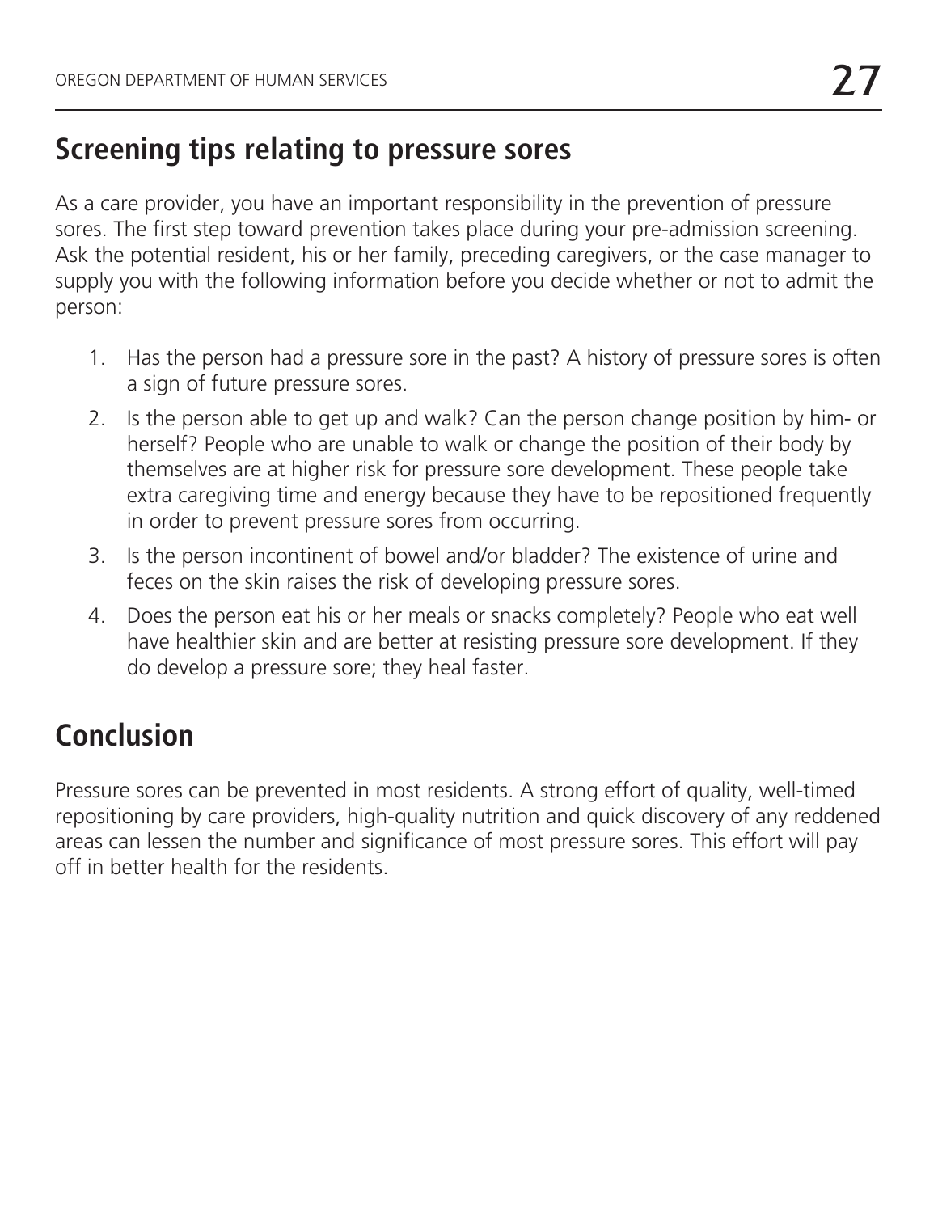## Screening tips relating to pressure sores

As a care provider, you have an important responsibility in the prevention of pressure sores. The first step toward prevention takes place during your pre-admission screening. Ask the potential resident, his or her family, preceding caregivers, or the case manager to supply you with the following information before you decide whether or not to admit the person:

1. Has the person had a pressure sore in the past? A history of pressure sores is often a sign of future pressure sores.
2. Is the person able to get up and walk? Can the person change position by him- or herself? People who are unable to walk or change the position of their body by themselves are at higher risk for pressure sore development. These people take extra caregiving time and energy because they have to be repositioned frequently in order to prevent pressure sores from occurring.
3. Is the person incontinent of bowel and/or bladder? The existence of urine and feces on the skin raises the risk of developing pressure sores.
4. Does the person eat his or her meals or snacks completely? People who eat well have healthier skin and are better at resisting pressure sore development. If they do develop a pressure sore; they heal faster.

## Conclusion

Pressure sores can be prevented in most residents. A strong effort of quality, well-timed repositioning by care providers, high-quality nutrition and quick discovery of any reddened areas can lessen the number and significance of most pressure sores. This effort will pay off in better health for the residents.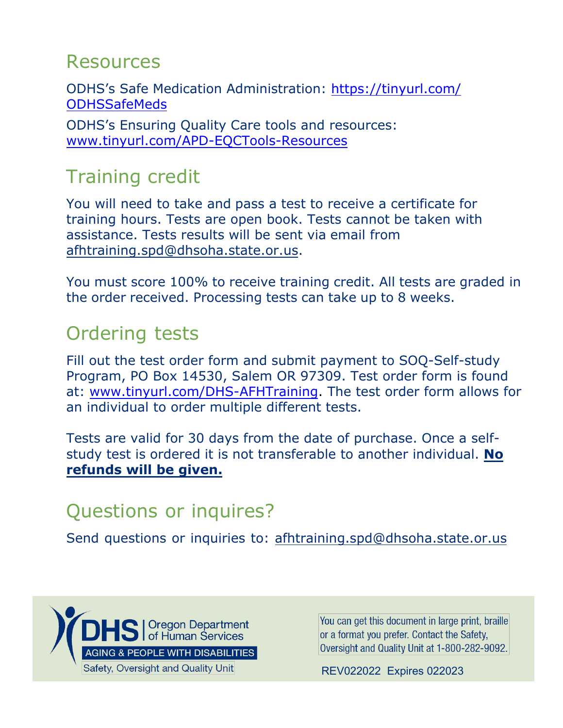## Resources

ODHS's Safe Medication Administration: https://tinyurl.com/ODHSSafeMeds

ODHS's Ensuring Quality Care tools and resources: www.tinyurl.com/APD-EQCTools-Resources

## Training credit

You will need to take and pass a test to receive a certificate for training hours. Tests are open book. Tests cannot be taken with assistance. Tests results will be sent via email from afhtraining.spd@dhsoha.state.or.us.

You must score 100% to receive training credit. All tests are graded in the order received. Processing tests can take up to 8 weeks.

## Ordering tests

Fill out the test order form and submit payment to SOQ-Self-study Program, PO Box 14530, Salem OR 97309. Test order form is found at: www.tinyurl.com/DHS-AFHTraining. The test order form allows for an individual to order multiple different tests.

Tests are valid for 30 days from the date of purchase. Once a self-study test is ordered it is not transferable to another individual. **No refunds will be given.**

## Questions or inquires?

Send questions or inquiries to: afhtraining.spd@dhsoha.state.or.us

DHS | Oregon Department of Human Services

AGING & PEOPLE WITH DISABILITIES

Safety, Oversight and Quality Unit

You can get this document in large print, braille or a format you prefer. Contact the Safety, Oversight and Quality Unit at 1-800-282-9092.

REV022022 Expires 022023